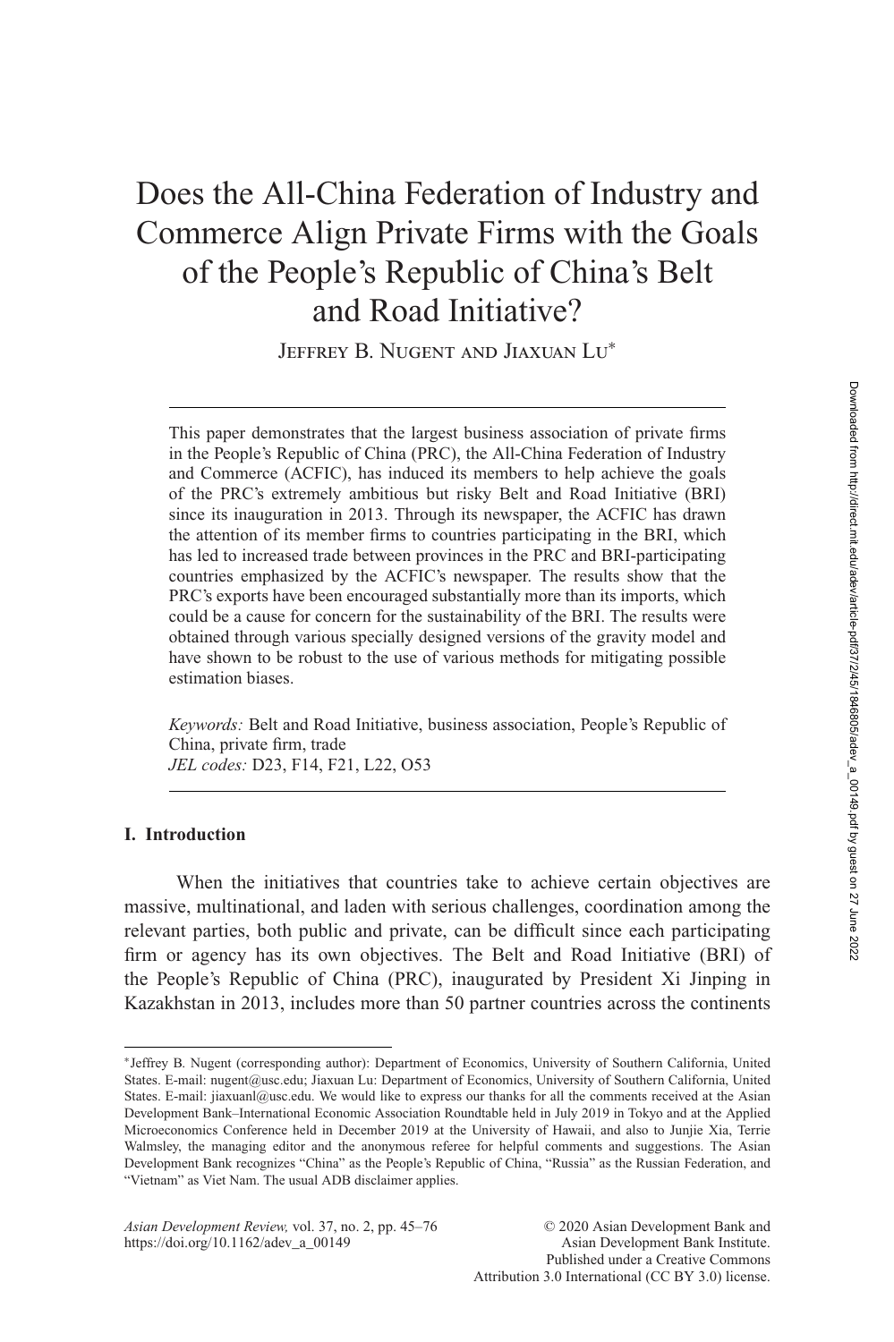# Does the All-China Federation of Industry and Commerce Align Private Firms with the Goals of the People's Republic of China's Belt and Road Initiative?

Jeffrey B. Nugent and Jiaxuan Lu*

This paper demonstrates that the largest business association of private firms in the People's Republic of China (PRC), the All-China Federation of Industry and Commerce (ACFIC), has induced its members to help achieve the goals of the PRC's extremely ambitious but risky Belt and Road Initiative (BRI) since its inauguration in 2013. Through its newspaper, the ACFIC has drawn the attention of its member firms to countries participating in the BRI, which has led to increased trade between provinces in the PRC and BRI-participating countries emphasized by the ACFIC's newspaper. The results show that the PRC's exports have been encouraged substantially more than its imports, which could be a cause for concern for the sustainability of the BRI. The results were obtained through various specially designed versions of the gravity model and have shown to be robust to the use of various methods for mitigating possible estimation biases.

*Keywords:* Belt and Road Initiative, business association, People's Republic of China, private firm, trade
*JEL codes:* D23, F14, F21, L22, O53

## I. Introduction

When the initiatives that countries take to achieve certain objectives are massive, multinational, and laden with serious challenges, coordination among the relevant parties, both public and private, can be difficult since each participating firm or agency has its own objectives. The Belt and Road Initiative (BRI) of the People's Republic of China (PRC), inaugurated by President Xi Jinping in Kazakhstan in 2013, includes more than 50 partner countries across the continents

---

*Jeffrey B. Nugent (corresponding author): Department of Economics, University of Southern California, United States. E-mail: nugent@usc.edu; Jiaxuan Lu: Department of Economics, University of Southern California, United States. E-mail: jiaxuanl@usc.edu. We would like to express our thanks for all the comments received at the Asian Development Bank–International Economic Association Roundtable held in July 2019 in Tokyo and at the Applied Microeconomics Conference held in December 2019 at the University of Hawaii, and also to Junjie Xia, Terrie Walmsley, the managing editor and the anonymous referee for helpful comments and suggestions. The Asian Development Bank recognizes "China" as the People's Republic of China, "Russia" as the Russian Federation, and "Vietnam" as Viet Nam. The usual ADB disclaimer applies.

© 2020 Asian Development Bank and Asian Development Bank Institute. Published under a Creative Commons Attribution 3.0 International (CC BY 3.0) license.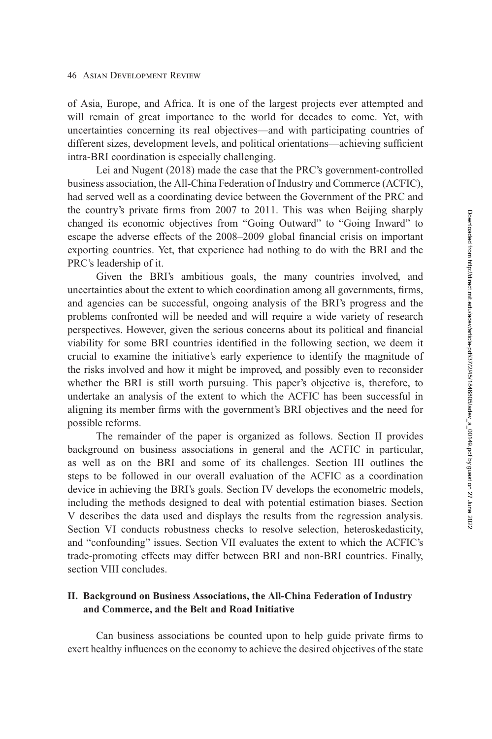of Asia, Europe, and Africa. It is one of the largest projects ever attempted and will remain of great importance to the world for decades to come. Yet, with uncertainties concerning its real objectives—and with participating countries of different sizes, development levels, and political orientations—achieving sufficient intra-BRI coordination is especially challenging.

Lei and Nugent (2018) made the case that the PRC's government-controlled business association, the All-China Federation of Industry and Commerce (ACFIC), had served well as a coordinating device between the Government of the PRC and the country's private firms from 2007 to 2011. This was when Beijing sharply changed its economic objectives from "Going Outward" to "Going Inward" to escape the adverse effects of the 2008–2009 global financial crisis on important exporting countries. Yet, that experience had nothing to do with the BRI and the PRC's leadership of it.

Given the BRI's ambitious goals, the many countries involved, and uncertainties about the extent to which coordination among all governments, firms, and agencies can be successful, ongoing analysis of the BRI's progress and the problems confronted will be needed and will require a wide variety of research perspectives. However, given the serious concerns about its political and financial viability for some BRI countries identified in the following section, we deem it crucial to examine the initiative's early experience to identify the magnitude of the risks involved and how it might be improved, and possibly even to reconsider whether the BRI is still worth pursuing. This paper's objective is, therefore, to undertake an analysis of the extent to which the ACFIC has been successful in aligning its member firms with the government's BRI objectives and the need for possible reforms.

The remainder of the paper is organized as follows. Section II provides background on business associations in general and the ACFIC in particular, as well as on the BRI and some of its challenges. Section III outlines the steps to be followed in our overall evaluation of the ACFIC as a coordination device in achieving the BRI's goals. Section IV develops the econometric models, including the methods designed to deal with potential estimation biases. Section V describes the data used and displays the results from the regression analysis. Section VI conducts robustness checks to resolve selection, heteroskedasticity, and "confounding" issues. Section VII evaluates the extent to which the ACFIC's trade-promoting effects may differ between BRI and non-BRI countries. Finally, section VIII concludes.

## II. Background on Business Associations, the All-China Federation of Industry and Commerce, and the Belt and Road Initiative

Can business associations be counted upon to help guide private firms to exert healthy influences on the economy to achieve the desired objectives of the state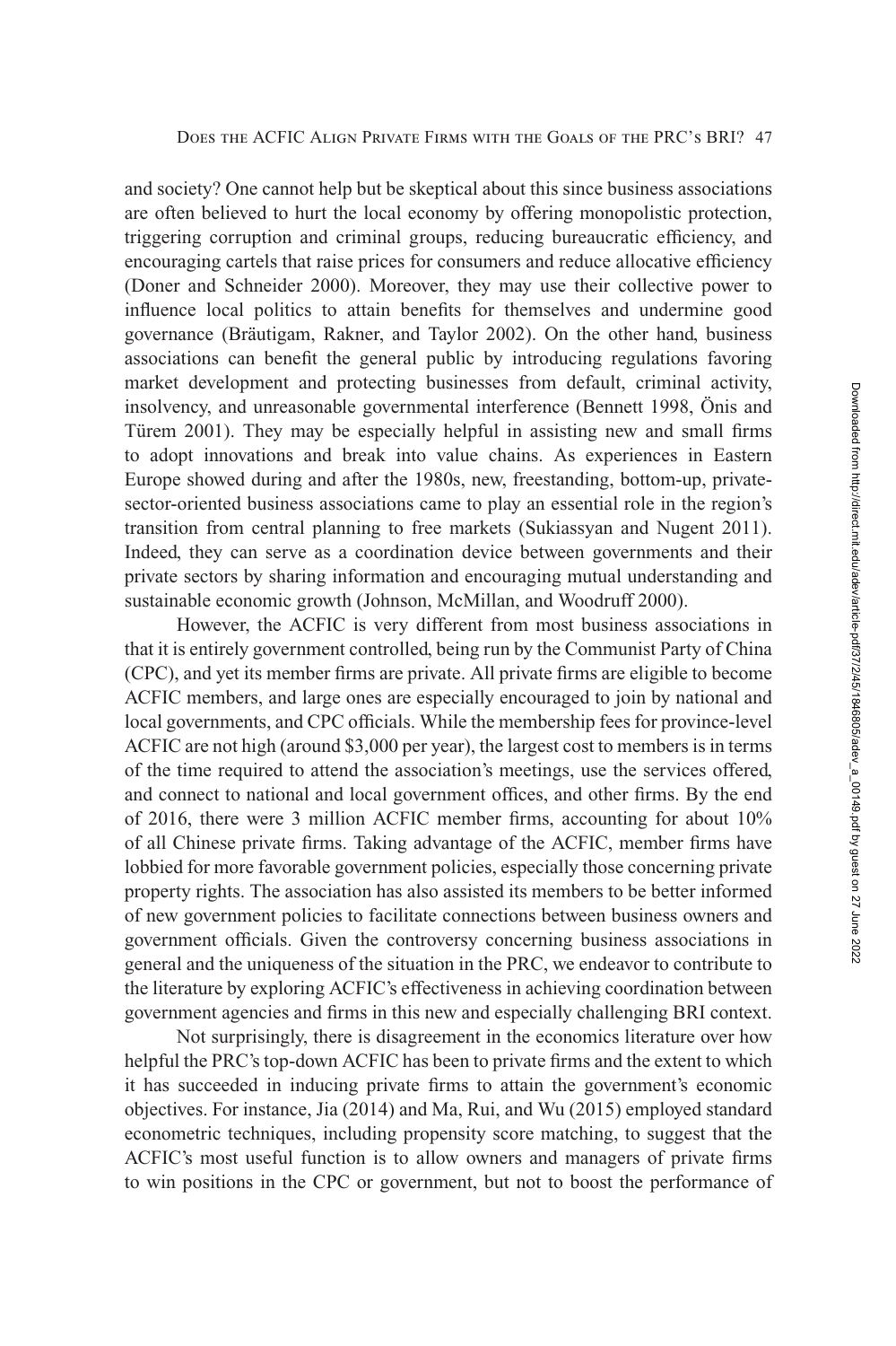and society? One cannot help but be skeptical about this since business associations are often believed to hurt the local economy by offering monopolistic protection, triggering corruption and criminal groups, reducing bureaucratic efficiency, and encouraging cartels that raise prices for consumers and reduce allocative efficiency (Doner and Schneider 2000). Moreover, they may use their collective power to influence local politics to attain benefits for themselves and undermine good governance (Bräutigam, Rakner, and Taylor 2002). On the other hand, business associations can benefit the general public by introducing regulations favoring market development and protecting businesses from default, criminal activity, insolvency, and unreasonable governmental interference (Bennett 1998, Önis and Türem 2001). They may be especially helpful in assisting new and small firms to adopt innovations and break into value chains. As experiences in Eastern Europe showed during and after the 1980s, new, freestanding, bottom-up, private-sector-oriented business associations came to play an essential role in the region's transition from central planning to free markets (Sukiassyan and Nugent 2011). Indeed, they can serve as a coordination device between governments and their private sectors by sharing information and encouraging mutual understanding and sustainable economic growth (Johnson, McMillan, and Woodruff 2000).

However, the ACFIC is very different from most business associations in that it is entirely government controlled, being run by the Communist Party of China (CPC), and yet its member firms are private. All private firms are eligible to become ACFIC members, and large ones are especially encouraged to join by national and local governments, and CPC officials. While the membership fees for province-level ACFIC are not high (around $3,000 per year), the largest cost to members is in terms of the time required to attend the association's meetings, use the services offered, and connect to national and local government offices, and other firms. By the end of 2016, there were 3 million ACFIC member firms, accounting for about 10% of all Chinese private firms. Taking advantage of the ACFIC, member firms have lobbied for more favorable government policies, especially those concerning private property rights. The association has also assisted its members to be better informed of new government policies to facilitate connections between business owners and government officials. Given the controversy concerning business associations in general and the uniqueness of the situation in the PRC, we endeavor to contribute to the literature by exploring ACFIC's effectiveness in achieving coordination between government agencies and firms in this new and especially challenging BRI context.

Not surprisingly, there is disagreement in the economics literature over how helpful the PRC's top-down ACFIC has been to private firms and the extent to which it has succeeded in inducing private firms to attain the government's economic objectives. For instance, Jia (2014) and Ma, Rui, and Wu (2015) employed standard econometric techniques, including propensity score matching, to suggest that the ACFIC's most useful function is to allow owners and managers of private firms to win positions in the CPC or government, but not to boost the performance of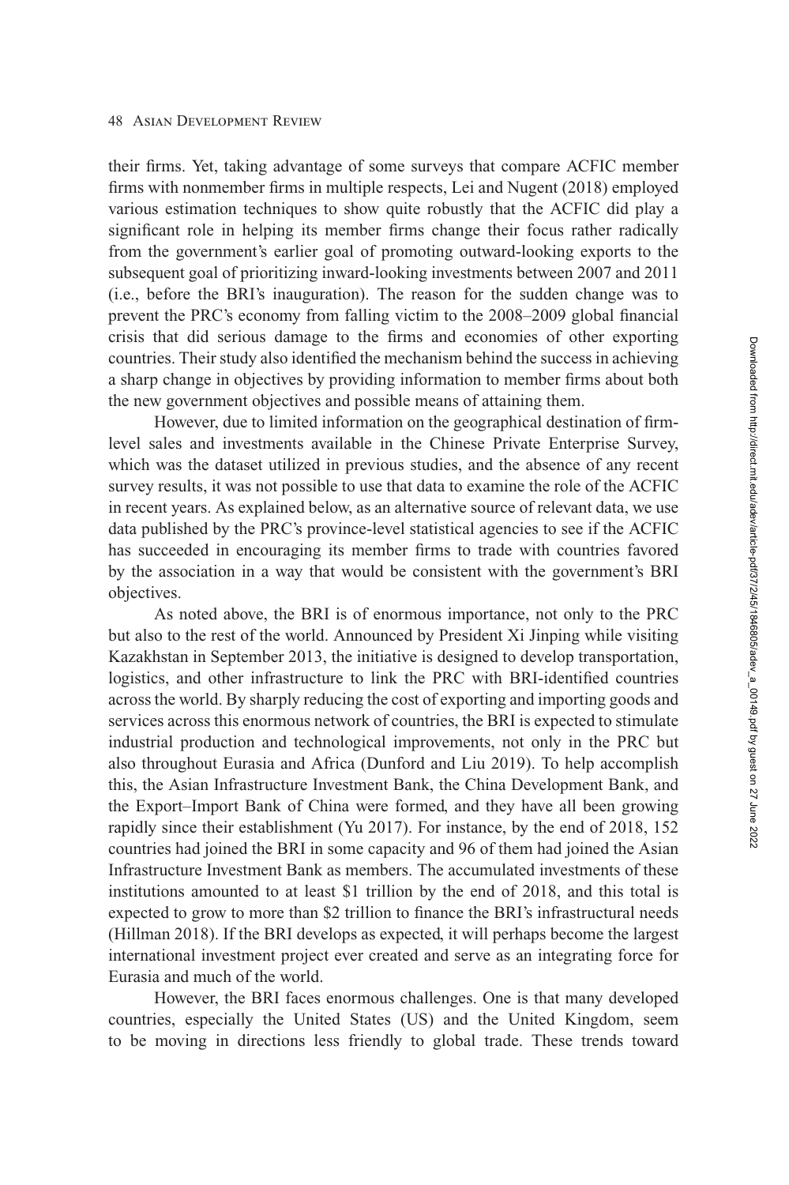their firms. Yet, taking advantage of some surveys that compare ACFIC member firms with nonmember firms in multiple respects, Lei and Nugent (2018) employed various estimation techniques to show quite robustly that the ACFIC did play a significant role in helping its member firms change their focus rather radically from the government's earlier goal of promoting outward-looking exports to the subsequent goal of prioritizing inward-looking investments between 2007 and 2011 (i.e., before the BRI's inauguration). The reason for the sudden change was to prevent the PRC's economy from falling victim to the 2008–2009 global financial crisis that did serious damage to the firms and economies of other exporting countries. Their study also identified the mechanism behind the success in achieving a sharp change in objectives by providing information to member firms about both the new government objectives and possible means of attaining them.

However, due to limited information on the geographical destination of firm-level sales and investments available in the Chinese Private Enterprise Survey, which was the dataset utilized in previous studies, and the absence of any recent survey results, it was not possible to use that data to examine the role of the ACFIC in recent years. As explained below, as an alternative source of relevant data, we use data published by the PRC's province-level statistical agencies to see if the ACFIC has succeeded in encouraging its member firms to trade with countries favored by the association in a way that would be consistent with the government's BRI objectives.

As noted above, the BRI is of enormous importance, not only to the PRC but also to the rest of the world. Announced by President Xi Jinping while visiting Kazakhstan in September 2013, the initiative is designed to develop transportation, logistics, and other infrastructure to link the PRC with BRI-identified countries across the world. By sharply reducing the cost of exporting and importing goods and services across this enormous network of countries, the BRI is expected to stimulate industrial production and technological improvements, not only in the PRC but also throughout Eurasia and Africa (Dunford and Liu 2019). To help accomplish this, the Asian Infrastructure Investment Bank, the China Development Bank, and the Export–Import Bank of China were formed, and they have all been growing rapidly since their establishment (Yu 2017). For instance, by the end of 2018, 152 countries had joined the BRI in some capacity and 96 of them had joined the Asian Infrastructure Investment Bank as members. The accumulated investments of these institutions amounted to at least \$1 trillion by the end of 2018, and this total is expected to grow to more than \$2 trillion to finance the BRI's infrastructural needs (Hillman 2018). If the BRI develops as expected, it will perhaps become the largest international investment project ever created and serve as an integrating force for Eurasia and much of the world.

However, the BRI faces enormous challenges. One is that many developed countries, especially the United States (US) and the United Kingdom, seem to be moving in directions less friendly to global trade. These trends toward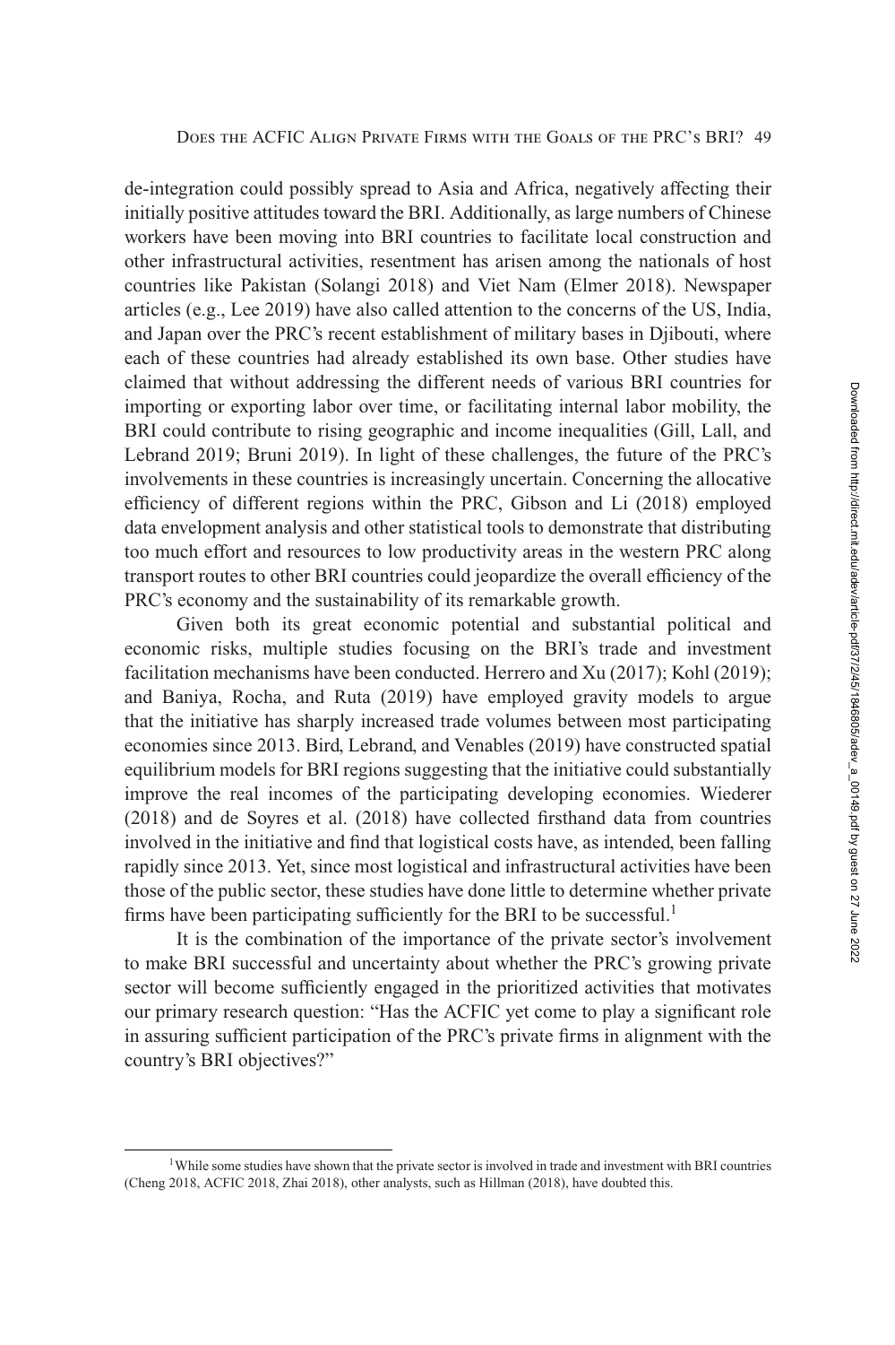de-integration could possibly spread to Asia and Africa, negatively affecting their initially positive attitudes toward the BRI. Additionally, as large numbers of Chinese workers have been moving into BRI countries to facilitate local construction and other infrastructural activities, resentment has arisen among the nationals of host countries like Pakistan (Solangi 2018) and Viet Nam (Elmer 2018). Newspaper articles (e.g., Lee 2019) have also called attention to the concerns of the US, India, and Japan over the PRC's recent establishment of military bases in Djibouti, where each of these countries had already established its own base. Other studies have claimed that without addressing the different needs of various BRI countries for importing or exporting labor over time, or facilitating internal labor mobility, the BRI could contribute to rising geographic and income inequalities (Gill, Lall, and Lebrand 2019; Bruni 2019). In light of these challenges, the future of the PRC's involvements in these countries is increasingly uncertain. Concerning the allocative efficiency of different regions within the PRC, Gibson and Li (2018) employed data envelopment analysis and other statistical tools to demonstrate that distributing too much effort and resources to low productivity areas in the western PRC along transport routes to other BRI countries could jeopardize the overall efficiency of the PRC's economy and the sustainability of its remarkable growth.

Given both its great economic potential and substantial political and economic risks, multiple studies focusing on the BRI's trade and investment facilitation mechanisms have been conducted. Herrero and Xu (2017); Kohl (2019); and Baniya, Rocha, and Ruta (2019) have employed gravity models to argue that the initiative has sharply increased trade volumes between most participating economies since 2013. Bird, Lebrand, and Venables (2019) have constructed spatial equilibrium models for BRI regions suggesting that the initiative could substantially improve the real incomes of the participating developing economies. Wiederer (2018) and de Soyres et al. (2018) have collected firsthand data from countries involved in the initiative and find that logistical costs have, as intended, been falling rapidly since 2013. Yet, since most logistical and infrastructural activities have been those of the public sector, these studies have done little to determine whether private firms have been participating sufficiently for the BRI to be successful.[1]

It is the combination of the importance of the private sector's involvement to make BRI successful and uncertainty about whether the PRC's growing private sector will become sufficiently engaged in the prioritized activities that motivates our primary research question: "Has the ACFIC yet come to play a significant role in assuring sufficient participation of the PRC's private firms in alignment with the country's BRI objectives?"

[1] While some studies have shown that the private sector is involved in trade and investment with BRI countries (Cheng 2018, ACFIC 2018, Zhai 2018), other analysts, such as Hillman (2018), have doubted this.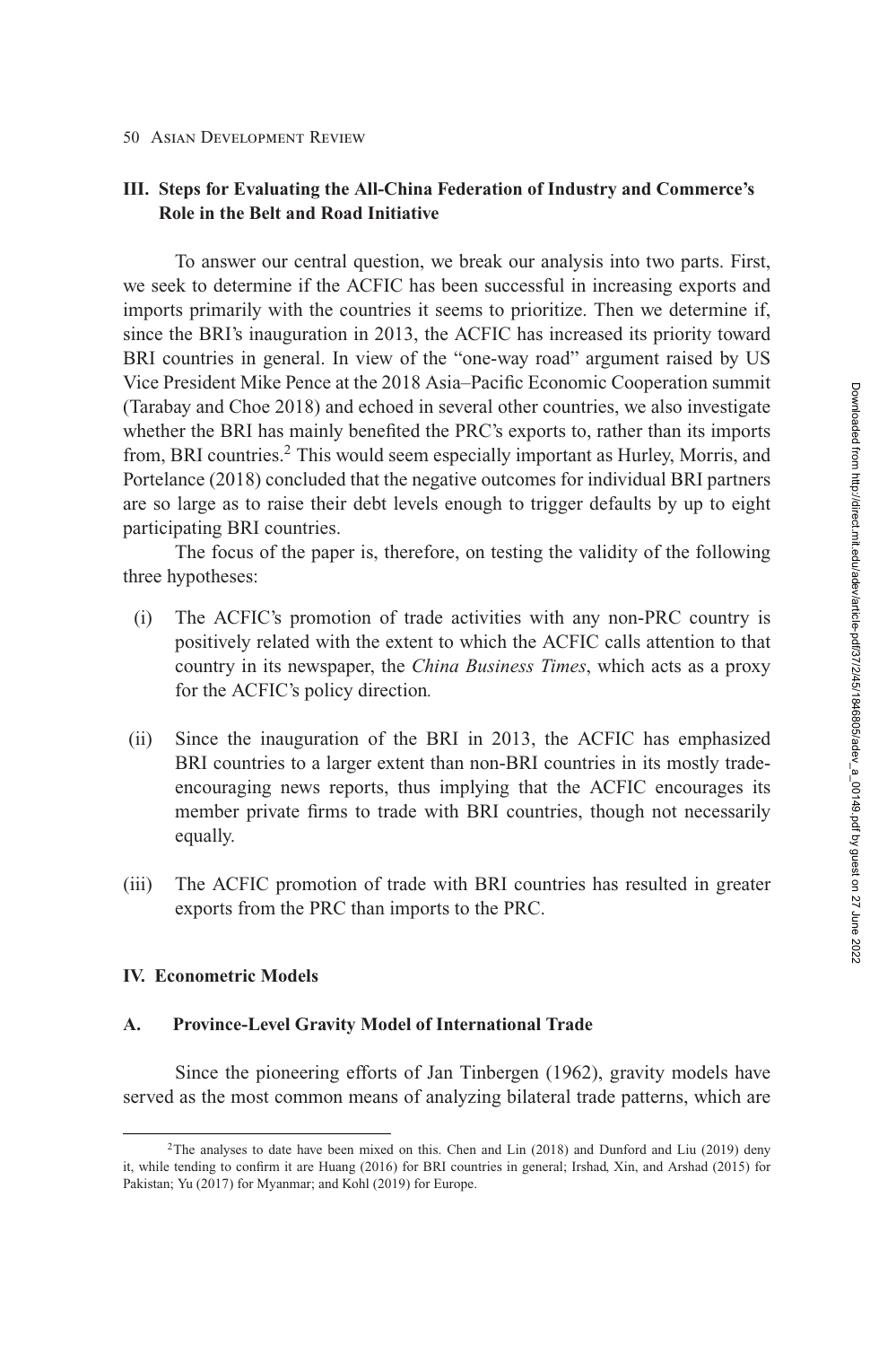## III. Steps for Evaluating the All-China Federation of Industry and Commerce's Role in the Belt and Road Initiative

To answer our central question, we break our analysis into two parts. First, we seek to determine if the ACFIC has been successful in increasing exports and imports primarily with the countries it seems to prioritize. Then we determine if, since the BRI's inauguration in 2013, the ACFIC has increased its priority toward BRI countries in general. In view of the "one-way road" argument raised by US Vice President Mike Pence at the 2018 Asia–Pacific Economic Cooperation summit (Tarabay and Choe 2018) and echoed in several other countries, we also investigate whether the BRI has mainly benefited the PRC's exports to, rather than its imports from, BRI countries.[2] This would seem especially important as Hurley, Morris, and Portelance (2018) concluded that the negative outcomes for individual BRI partners are so large as to raise their debt levels enough to trigger defaults by up to eight participating BRI countries.

The focus of the paper is, therefore, on testing the validity of the following three hypotheses:

(i) The ACFIC's promotion of trade activities with any non-PRC country is positively related with the extent to which the ACFIC calls attention to that country in its newspaper, the *China Business Times*, which acts as a proxy for the ACFIC's policy direction.

(ii) Since the inauguration of the BRI in 2013, the ACFIC has emphasized BRI countries to a larger extent than non-BRI countries in its mostly trade-encouraging news reports, thus implying that the ACFIC encourages its member private firms to trade with BRI countries, though not necessarily equally.

(iii) The ACFIC promotion of trade with BRI countries has resulted in greater exports from the PRC than imports to the PRC.

## IV. Econometric Models

### A. Province-Level Gravity Model of International Trade

Since the pioneering efforts of Jan Tinbergen (1962), gravity models have served as the most common means of analyzing bilateral trade patterns, which are

[2] The analyses to date have been mixed on this. Chen and Lin (2018) and Dunford and Liu (2019) deny it, while tending to confirm it are Huang (2016) for BRI countries in general; Irshad, Xin, and Arshad (2015) for Pakistan; Yu (2017) for Myanmar; and Kohl (2019) for Europe.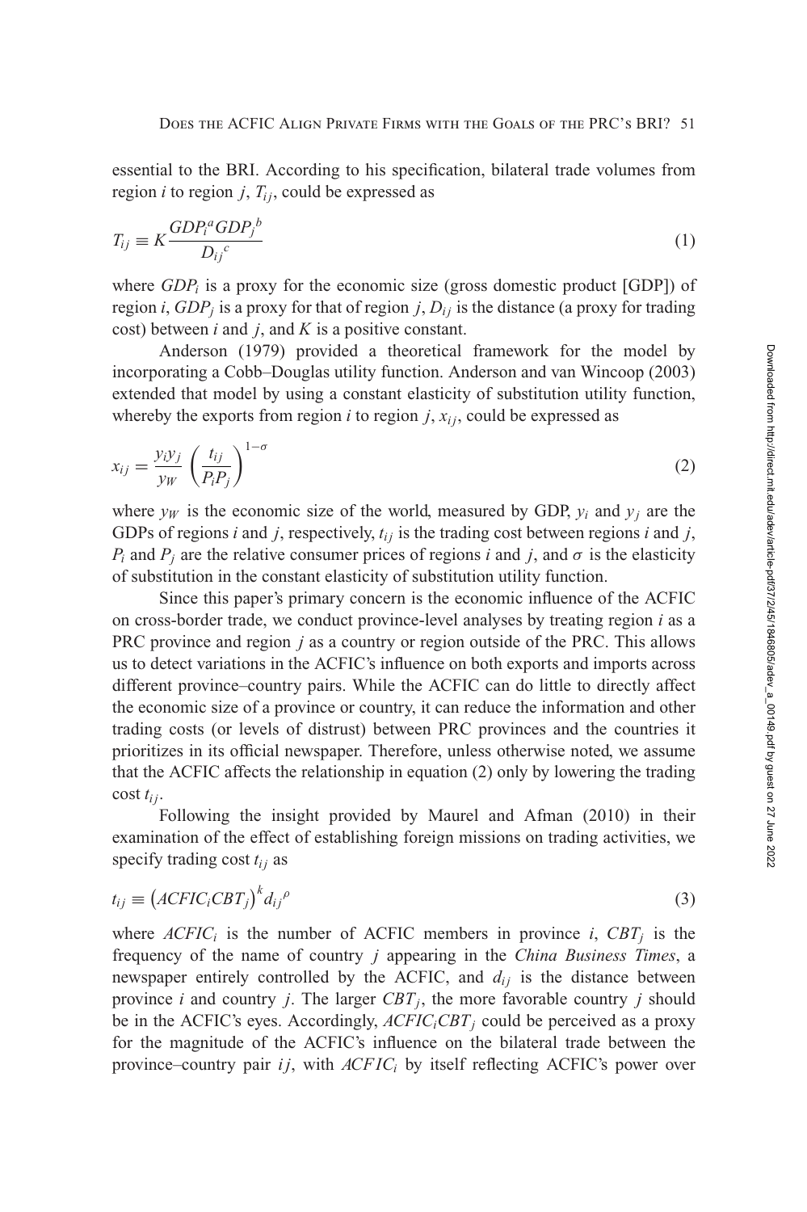essential to the BRI. According to his specification, bilateral trade volumes from region $i$ to region $j$, $T_{ij}$, could be expressed as

$$T_{ij} \equiv K \frac{GDP_i{}^a GDP_j{}^b}{D_{ij}{}^c} \tag{1}$$

where $GDP_i$ is a proxy for the economic size (gross domestic product [GDP]) of region $i$, $GDP_j$ is a proxy for that of region $j$, $D_{ij}$ is the distance (a proxy for trading cost) between $i$ and $j$, and $K$ is a positive constant.

Anderson (1979) provided a theoretical framework for the model by incorporating a Cobb–Douglas utility function. Anderson and van Wincoop (2003) extended that model by using a constant elasticity of substitution utility function, whereby the exports from region $i$ to region $j$, $x_{ij}$, could be expressed as

$$x_{ij} = \frac{y_i y_j}{y_W} \left( \frac{t_{ij}}{P_i P_j} \right)^{1-\sigma} \tag{2}$$

where $y_W$ is the economic size of the world, measured by GDP, $y_i$ and $y_j$ are the GDPs of regions $i$ and $j$, respectively, $t_{ij}$ is the trading cost between regions $i$ and $j$, $P_i$ and $P_j$ are the relative consumer prices of regions $i$ and $j$, and $\sigma$ is the elasticity of substitution in the constant elasticity of substitution utility function.

Since this paper's primary concern is the economic influence of the ACFIC on cross-border trade, we conduct province-level analyses by treating region $i$ as a PRC province and region $j$ as a country or region outside of the PRC. This allows us to detect variations in the ACFIC's influence on both exports and imports across different province–country pairs. While the ACFIC can do little to directly affect the economic size of a province or country, it can reduce the information and other trading costs (or levels of distrust) between PRC provinces and the countries it prioritizes in its official newspaper. Therefore, unless otherwise noted, we assume that the ACFIC affects the relationship in equation (2) only by lowering the trading cost $t_{ij}$.

Following the insight provided by Maurel and Afman (2010) in their examination of the effect of establishing foreign missions on trading activities, we specify trading cost $t_{ij}$ as

$$t_{ij} \equiv \left( ACFIC_i CBT_j \right)^k d_{ij}{}^\rho \tag{3}$$

where $ACFIC_i$ is the number of ACFIC members in province $i$, $CBT_j$ is the frequency of the name of country $j$ appearing in the *China Business Times*, a newspaper entirely controlled by the ACFIC, and $d_{ij}$ is the distance between province $i$ and country $j$. The larger $CBT_j$, the more favorable country $j$ should be in the ACFIC's eyes. Accordingly, $ACFIC_i CBT_j$ could be perceived as a proxy for the magnitude of the ACFIC's influence on the bilateral trade between the province–country pair $ij$, with $ACFIC_i$ by itself reflecting ACFIC's power over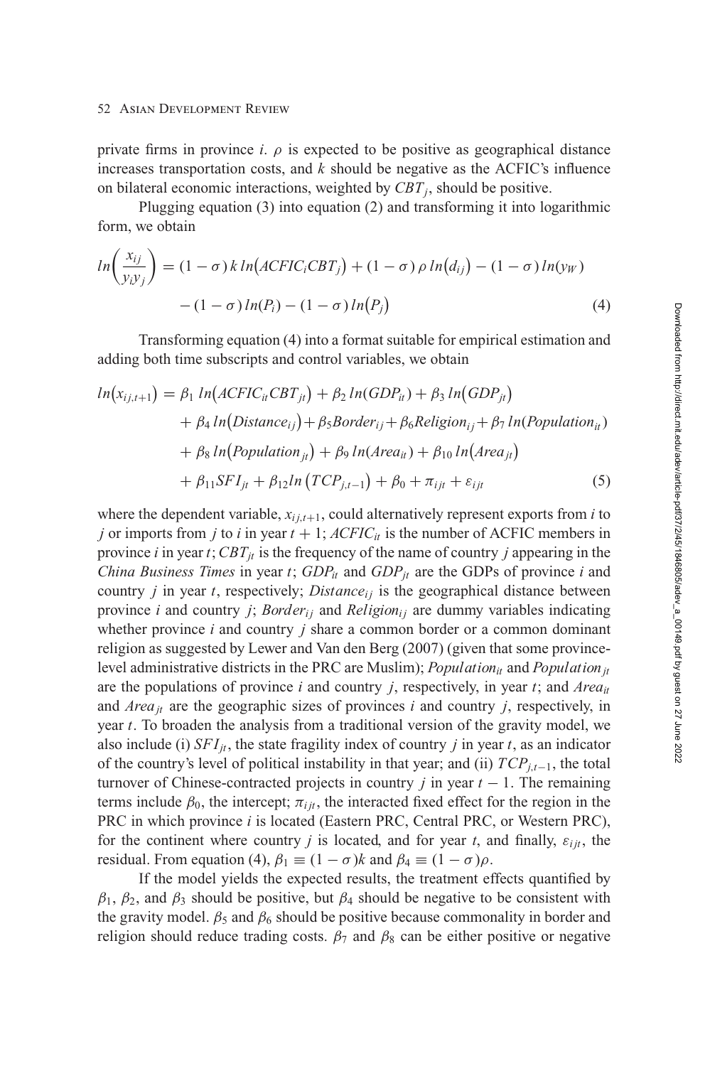private firms in province $i$. $\rho$ is expected to be positive as geographical distance increases transportation costs, and $k$ should be negative as the ACFIC's influence on bilateral economic interactions, weighted by $CBT_j$, should be positive.

Plugging equation (3) into equation (2) and transforming it into logarithmic form, we obtain

$$ln\left(\frac{x_{ij}}{y_i y_j}\right) = (1-\sigma)\,k\,ln\big(ACFIC_i CBT_j\big) + (1-\sigma)\,\rho\,ln\big(d_{ij}\big) - (1-\sigma)\,ln(y_W) - (1-\sigma)\,ln(P_i) - (1-\sigma)\,ln\big(P_j\big) \quad (4)$$

Transforming equation (4) into a format suitable for empirical estimation and adding both time subscripts and control variables, we obtain

$$\begin{aligned} ln\big(x_{ij,t+1}\big) = {} & \beta_1\,ln\big(ACFIC_{it}CBT_{jt}\big) + \beta_2\,ln(GDP_{it}) + \beta_3\,ln\big(GDP_{jt}\big) \\ & + \beta_4\,ln\big(Distance_{ij}\big) + \beta_5 Border_{ij} + \beta_6 Religion_{ij} + \beta_7\,ln(Population_{it}) \\ & + \beta_8\,ln\big(Population_{jt}\big) + \beta_9\,ln(Area_{it}) + \beta_{10}\,ln\big(Area_{jt}\big) \\ & + \beta_{11} SFI_{jt} + \beta_{12} ln\left(TCP_{j,t-1}\right) + \beta_0 + \pi_{ijt} + \varepsilon_{ijt} \end{aligned} \quad (5)$$

where the dependent variable, $x_{ij,t+1}$, could alternatively represent exports from $i$ to $j$ or imports from $j$ to $i$ in year $t+1$; $ACFIC_{it}$ is the number of ACFIC members in province $i$ in year $t$; $CBT_{jt}$ is the frequency of the name of country $j$ appearing in the *China Business Times* in year $t$; $GDP_{it}$ and $GDP_{jt}$ are the GDPs of province $i$ and country $j$ in year $t$, respectively; $Distance_{ij}$ is the geographical distance between province $i$ and country $j$; $Border_{ij}$ and $Religion_{ij}$ are dummy variables indicating whether province $i$ and country $j$ share a common border or a common dominant religion as suggested by Lewer and Van den Berg (2007) (given that some province-level administrative districts in the PRC are Muslim); $Population_{it}$ and $Population_{jt}$ are the populations of province $i$ and country $j$, respectively, in year $t$; and $Area_{it}$ and $Area_{jt}$ are the geographic sizes of provinces $i$ and country $j$, respectively, in year $t$. To broaden the analysis from a traditional version of the gravity model, we also include (i) $SFI_{jt}$, the state fragility index of country $j$ in year $t$, as an indicator of the country's level of political instability in that year; and (ii) $TCP_{j,t-1}$, the total turnover of Chinese-contracted projects in country $j$ in year $t-1$. The remaining terms include $\beta_0$, the intercept; $\pi_{ijt}$, the interacted fixed effect for the region in the PRC in which province $i$ is located (Eastern PRC, Central PRC, or Western PRC), for the continent where country $j$ is located, and for year $t$, and finally, $\varepsilon_{ijt}$, the residual. From equation (4), $\beta_1 \equiv (1-\sigma)k$ and $\beta_4 \equiv (1-\sigma)\rho$.

If the model yields the expected results, the treatment effects quantified by $\beta_1$, $\beta_2$, and $\beta_3$ should be positive, but $\beta_4$ should be negative to be consistent with the gravity model. $\beta_5$ and $\beta_6$ should be positive because commonality in border and religion should reduce trading costs. $\beta_7$ and $\beta_8$ can be either positive or negative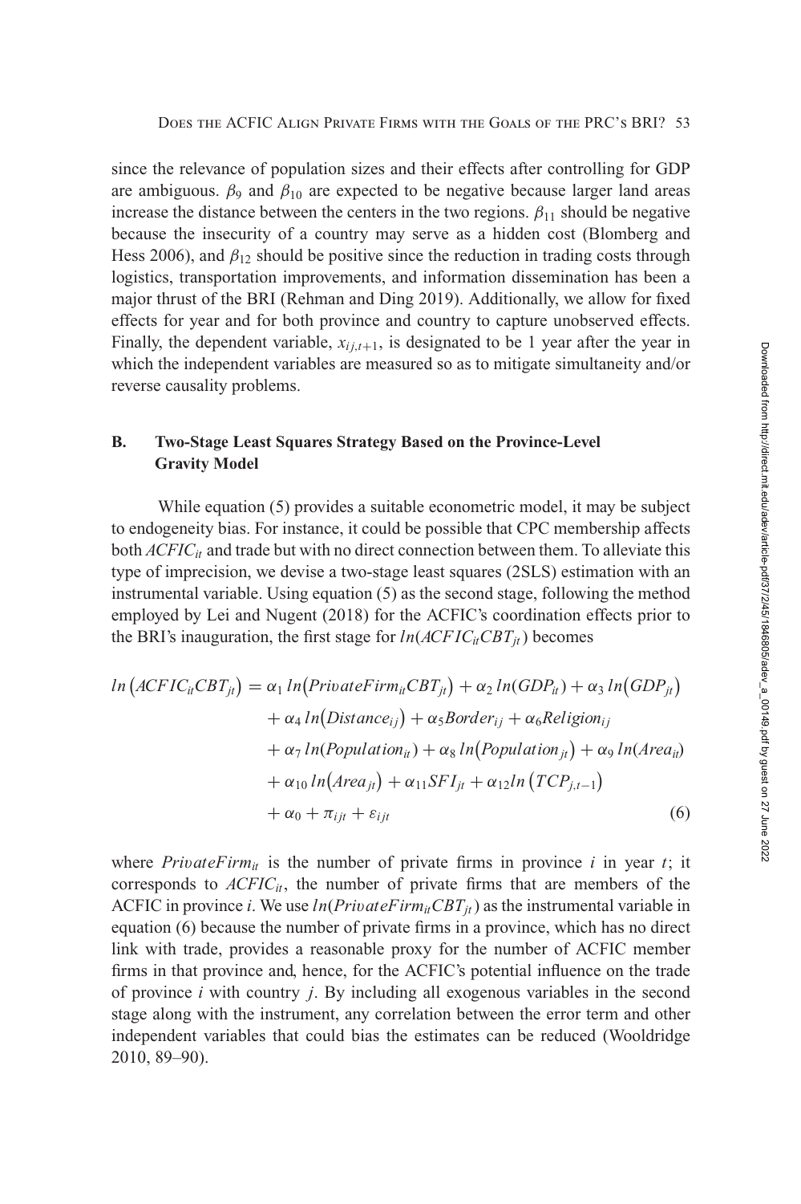since the relevance of population sizes and their effects after controlling for GDP are ambiguous. $\beta_9$ and $\beta_{10}$ are expected to be negative because larger land areas increase the distance between the centers in the two regions. $\beta_{11}$ should be negative because the insecurity of a country may serve as a hidden cost (Blomberg and Hess 2006), and $\beta_{12}$ should be positive since the reduction in trading costs through logistics, transportation improvements, and information dissemination has been a major thrust of the BRI (Rehman and Ding 2019). Additionally, we allow for fixed effects for year and for both province and country to capture unobserved effects. Finally, the dependent variable, $x_{ij,t+1}$, is designated to be 1 year after the year in which the independent variables are measured so as to mitigate simultaneity and/or reverse causality problems.

### B. Two-Stage Least Squares Strategy Based on the Province-Level Gravity Model

While equation (5) provides a suitable econometric model, it may be subject to endogeneity bias. For instance, it could be possible that CPC membership affects both $ACFIC_{it}$ and trade but with no direct connection between them. To alleviate this type of imprecision, we devise a two-stage least squares (2SLS) estimation with an instrumental variable. Using equation (5) as the second stage, following the method employed by Lei and Nugent (2018) for the ACFIC's coordination effects prior to the BRI's inauguration, the first stage for $ln(ACFIC_{it}CBT_{jt})$ becomes

$$
\begin{aligned}
ln\left(ACFIC_{it}CBT_{jt}\right) = {} & \alpha_1\, ln\left(PrivateFirm_{it}CBT_{jt}\right) + \alpha_2\, ln(GDP_{it}) + \alpha_3\, ln\left(GDP_{jt}\right) \\
& + \alpha_4\, ln\left(Distance_{ij}\right) + \alpha_5 Border_{ij} + \alpha_6 Religion_{ij} \\
& + \alpha_7\, ln(Population_{it}) + \alpha_8\, ln\left(Population_{jt}\right) + \alpha_9\, ln(Area_{it}) \\
& + \alpha_{10}\, ln\left(Area_{jt}\right) + \alpha_{11} SFI_{jt} + \alpha_{12} ln\left(TCP_{j,t-1}\right) \\
& + \alpha_0 + \pi_{ijt} + \varepsilon_{ijt} \qquad (6)
\end{aligned}
$$

where $PrivateFirm_{it}$ is the number of private firms in province $i$ in year $t$; it corresponds to $ACFIC_{it}$, the number of private firms that are members of the ACFIC in province $i$. We use $ln(PrivateFirm_{it}CBT_{jt})$ as the instrumental variable in equation (6) because the number of private firms in a province, which has no direct link with trade, provides a reasonable proxy for the number of ACFIC member firms in that province and, hence, for the ACFIC's potential influence on the trade of province $i$ with country $j$. By including all exogenous variables in the second stage along with the instrument, any correlation between the error term and other independent variables that could bias the estimates can be reduced (Wooldridge 2010, 89–90).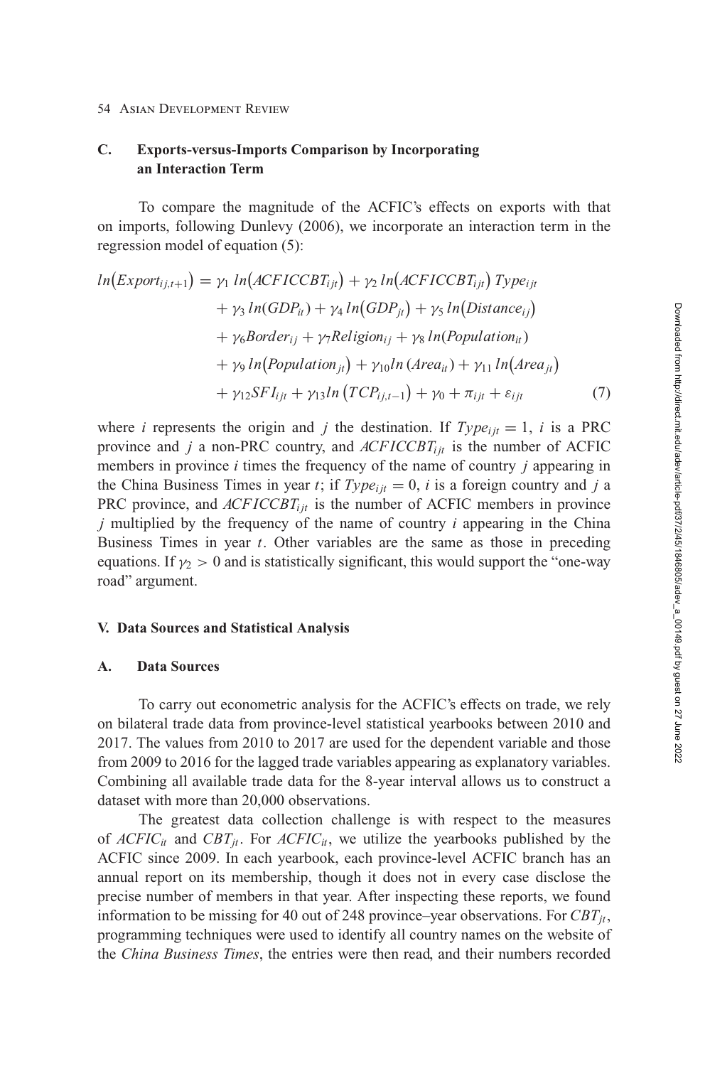### C. Exports-versus-Imports Comparison by Incorporating an Interaction Term

To compare the magnitude of the ACFIC's effects on exports with that on imports, following Dunlevy (2006), we incorporate an interaction term in the regression model of equation (5):

$$
\begin{aligned}
ln\left(Export_{ij,t+1}\right) = {} & \gamma_1 \, ln\left(ACFICCBT_{ijt}\right) + \gamma_2 \, ln\left(ACFICCBT_{ijt}\right) Type_{ijt} \\
& + \gamma_3 \, ln(GDP_{it}) + \gamma_4 \, ln\left(GDP_{jt}\right) + \gamma_5 \, ln\left(Distance_{ij}\right) \\
& + \gamma_6 Border_{ij} + \gamma_7 Religion_{ij} + \gamma_8 \, ln(Population_{it}) \\
& + \gamma_9 \, ln\left(Population_{jt}\right) + \gamma_{10} ln\,(Area_{it}) + \gamma_{11} \, ln\left(Area_{jt}\right) \\
& + \gamma_{12} SFI_{ijt} + \gamma_{13} ln\left(TCP_{ij,t-1}\right) + \gamma_0 + \pi_{ijt} + \varepsilon_{ijt} \qquad (7)
\end{aligned}
$$

where $i$ represents the origin and $j$ the destination. If $Type_{ijt} = 1$, $i$ is a PRC province and $j$ a non-PRC country, and $ACFICCBT_{ijt}$ is the number of ACFIC members in province $i$ times the frequency of the name of country $j$ appearing in the China Business Times in year $t$; if $Type_{ijt} = 0$, $i$ is a foreign country and $j$ a PRC province, and $ACFICCBT_{ijt}$ is the number of ACFIC members in province $j$ multiplied by the frequency of the name of country $i$ appearing in the China Business Times in year $t$. Other variables are the same as those in preceding equations. If $\gamma_2 > 0$ and is statistically significant, this would support the "one-way road" argument.

## V. Data Sources and Statistical Analysis

### A. Data Sources

To carry out econometric analysis for the ACFIC's effects on trade, we rely on bilateral trade data from province-level statistical yearbooks between 2010 and 2017. The values from 2010 to 2017 are used for the dependent variable and those from 2009 to 2016 for the lagged trade variables appearing as explanatory variables. Combining all available trade data for the 8-year interval allows us to construct a dataset with more than 20,000 observations.

The greatest data collection challenge is with respect to the measures of $ACFIC_{it}$ and $CBT_{jt}$. For $ACFIC_{it}$, we utilize the yearbooks published by the ACFIC since 2009. In each yearbook, each province-level ACFIC branch has an annual report on its membership, though it does not in every case disclose the precise number of members in that year. After inspecting these reports, we found information to be missing for 40 out of 248 province–year observations. For $CBT_{jt}$, programming techniques were used to identify all country names on the website of the *China Business Times*, the entries were then read, and their numbers recorded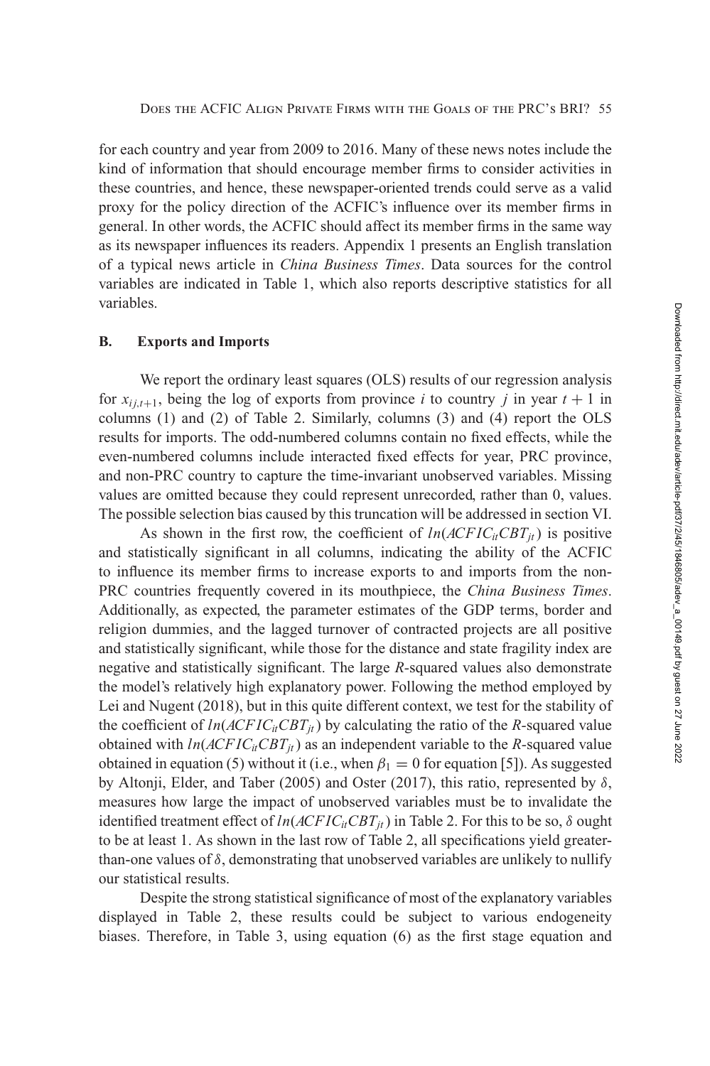for each country and year from 2009 to 2016. Many of these news notes include the kind of information that should encourage member firms to consider activities in these countries, and hence, these newspaper-oriented trends could serve as a valid proxy for the policy direction of the ACFIC's influence over its member firms in general. In other words, the ACFIC should affect its member firms in the same way as its newspaper influences its readers. Appendix 1 presents an English translation of a typical news article in *China Business Times*. Data sources for the control variables are indicated in Table 1, which also reports descriptive statistics for all variables.

## B. Exports and Imports

We report the ordinary least squares (OLS) results of our regression analysis for $x_{ij,t+1}$, being the log of exports from province $i$ to country $j$ in year $t+1$ in columns (1) and (2) of Table 2. Similarly, columns (3) and (4) report the OLS results for imports. The odd-numbered columns contain no fixed effects, while the even-numbered columns include interacted fixed effects for year, PRC province, and non-PRC country to capture the time-invariant unobserved variables. Missing values are omitted because they could represent unrecorded, rather than 0, values. The possible selection bias caused by this truncation will be addressed in section VI.

As shown in the first row, the coefficient of $ln(ACFIC_{it}CBT_{jt})$ is positive and statistically significant in all columns, indicating the ability of the ACFIC to influence its member firms to increase exports to and imports from the non-PRC countries frequently covered in its mouthpiece, the *China Business Times*. Additionally, as expected, the parameter estimates of the GDP terms, border and religion dummies, and the lagged turnover of contracted projects are all positive and statistically significant, while those for the distance and state fragility index are negative and statistically significant. The large $R$-squared values also demonstrate the model's relatively high explanatory power. Following the method employed by Lei and Nugent (2018), but in this quite different context, we test for the stability of the coefficient of $ln(ACFIC_{it}CBT_{jt})$ by calculating the ratio of the $R$-squared value obtained with $ln(ACFIC_{it}CBT_{jt})$ as an independent variable to the $R$-squared value obtained in equation (5) without it (i.e., when $\beta_1 = 0$ for equation [5]). As suggested by Altonji, Elder, and Taber (2005) and Oster (2017), this ratio, represented by $\delta$, measures how large the impact of unobserved variables must be to invalidate the identified treatment effect of $ln(ACFIC_{it}CBT_{jt})$ in Table 2. For this to be so, $\delta$ ought to be at least 1. As shown in the last row of Table 2, all specifications yield greater-than-one values of $\delta$, demonstrating that unobserved variables are unlikely to nullify our statistical results.

Despite the strong statistical significance of most of the explanatory variables displayed in Table 2, these results could be subject to various endogeneity biases. Therefore, in Table 3, using equation (6) as the first stage equation and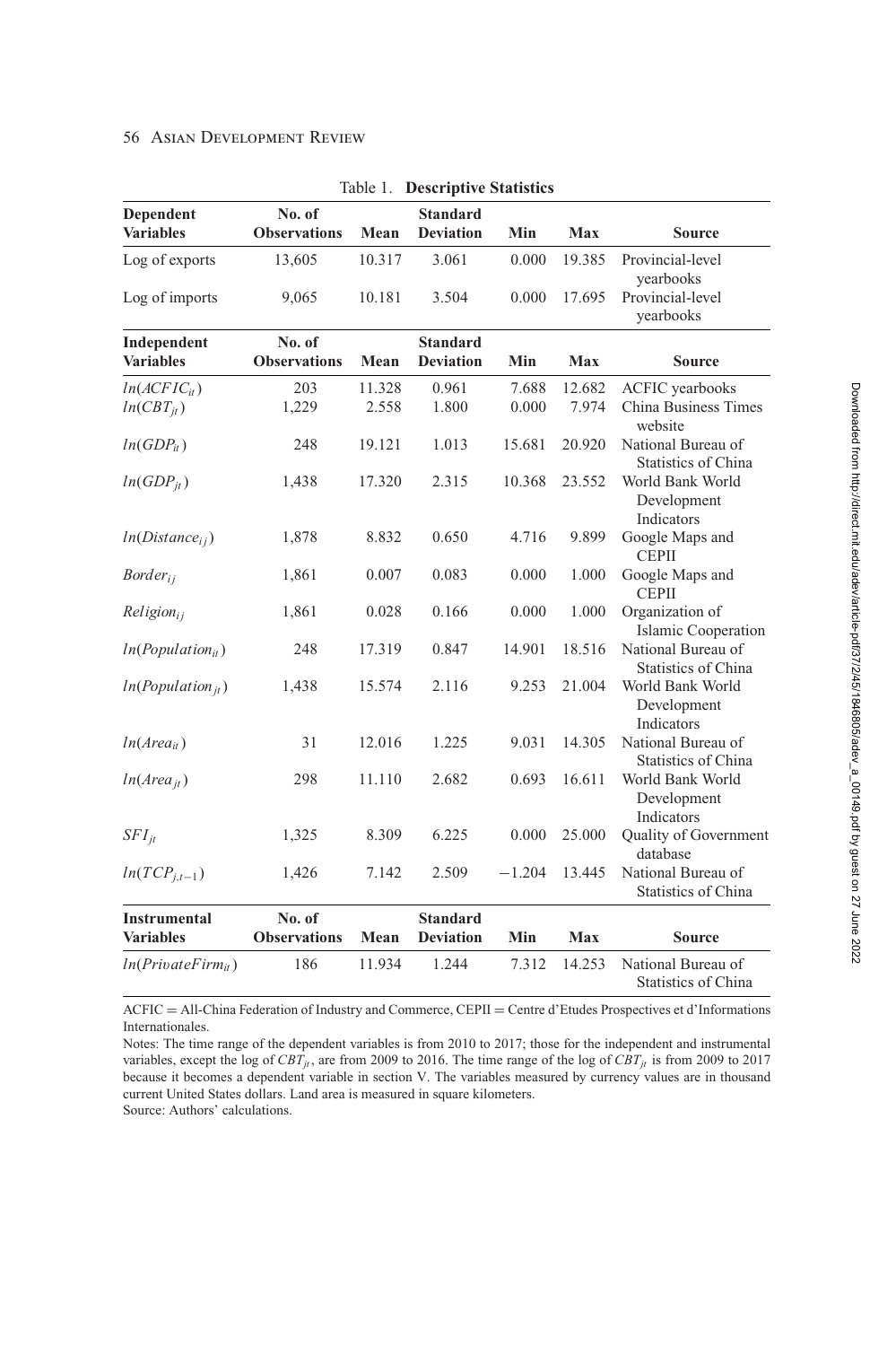Table 1. **Descriptive Statistics**

| **Dependent Variables** | **No. of Observations** | **Mean** | **Standard Deviation** | **Min** | **Max** | **Source** |
|---|---|---|---|---|---|---|
| Log of exports | 13,605 | 10.317 | 3.061 | 0.000 | 19.385 | Provincial-level yearbooks |
| Log of imports | 9,065 | 10.181 | 3.504 | 0.000 | 17.695 | Provincial-level yearbooks |
| **Independent Variables** | **No. of Observations** | **Mean** | **Standard Deviation** | **Min** | **Max** | **Source** |
| $ln(ACFIC_{it})$ | 203 | 11.328 | 0.961 | 7.688 | 12.682 | ACFIC yearbooks |
| $ln(CBT_{jt})$ | 1,229 | 2.558 | 1.800 | 0.000 | 7.974 | China Business Times website |
| $ln(GDP_{it})$ | 248 | 19.121 | 1.013 | 15.681 | 20.920 | National Bureau of Statistics of China |
| $ln(GDP_{jt})$ | 1,438 | 17.320 | 2.315 | 10.368 | 23.552 | World Bank World Development Indicators |
| $ln(Distance_{ij})$ | 1,878 | 8.832 | 0.650 | 4.716 | 9.899 | Google Maps and CEPII |
| $Border_{ij}$ | 1,861 | 0.007 | 0.083 | 0.000 | 1.000 | Google Maps and CEPII |
| $Religion_{ij}$ | 1,861 | 0.028 | 0.166 | 0.000 | 1.000 | Organization of Islamic Cooperation |
| $ln(Population_{it})$ | 248 | 17.319 | 0.847 | 14.901 | 18.516 | National Bureau of Statistics of China |
| $ln(Population_{jt})$ | 1,438 | 15.574 | 2.116 | 9.253 | 21.004 | World Bank World Development Indicators |
| $ln(Area_{it})$ | 31 | 12.016 | 1.225 | 9.031 | 14.305 | National Bureau of Statistics of China |
| $ln(Area_{jt})$ | 298 | 11.110 | 2.682 | 0.693 | 16.611 | World Bank World Development Indicators |
| $SFI_{jt}$ | 1,325 | 8.309 | 6.225 | 0.000 | 25.000 | Quality of Government database |
| $ln(TCP_{j,t-1})$ | 1,426 | 7.142 | 2.509 | −1.204 | 13.445 | National Bureau of Statistics of China |
| **Instrumental Variables** | **No. of Observations** | **Mean** | **Standard Deviation** | **Min** | **Max** | **Source** |
| $ln(PrivateFirm_{it})$ | 186 | 11.934 | 1.244 | 7.312 | 14.253 | National Bureau of Statistics of China |

ACFIC = All-China Federation of Industry and Commerce, CEPII = Centre d'Etudes Prospectives et d'Informations Internationales.

Notes: The time range of the dependent variables is from 2010 to 2017; those for the independent and instrumental variables, except the log of $CBT_{jt}$, are from 2009 to 2016. The time range of the log of $CBT_{jt}$ is from 2009 to 2017 because it becomes a dependent variable in section V. The variables measured by currency values are in thousand current United States dollars. Land area is measured in square kilometers.

Source: Authors' calculations.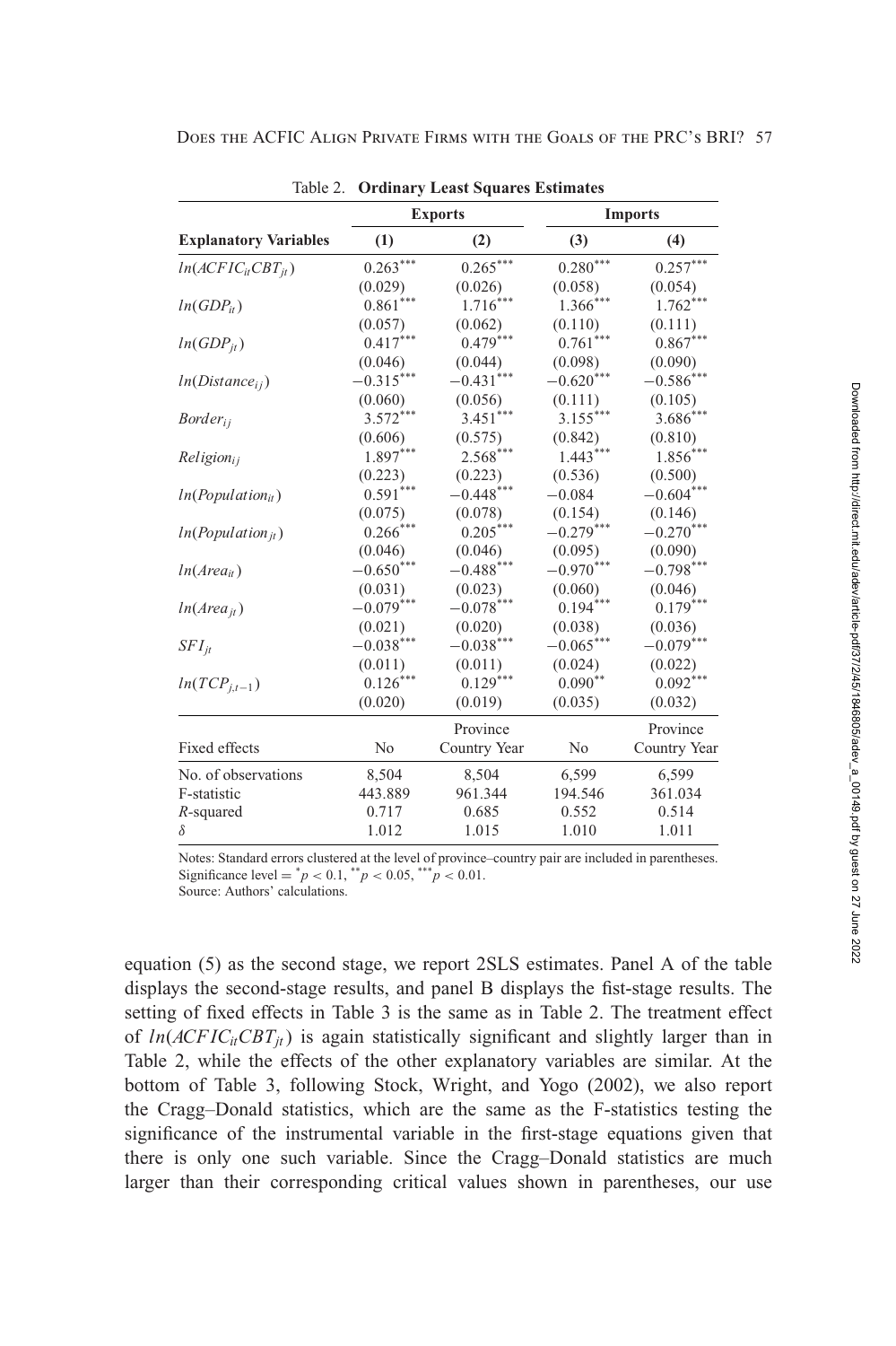Table 2. **Ordinary Least Squares Estimates**

| | Exports | | Imports | |
|---|---|---|---|---|
| **Explanatory Variables** | **(1)** | **(2)** | **(3)** | **(4)** |
| $ln(ACFIC_{it}CBT_{jt})$ | $0.263^{***}$ | $0.265^{***}$ | $0.280^{***}$ | $0.257^{***}$ |
| | (0.029) | (0.026) | (0.058) | (0.054) |
| $ln(GDP_{it})$ | $0.861^{***}$ | $1.716^{***}$ | $1.366^{***}$ | $1.762^{***}$ |
| | (0.057) | (0.062) | (0.110) | (0.111) |
| $ln(GDP_{jt})$ | $0.417^{***}$ | $0.479^{***}$ | $0.761^{***}$ | $0.867^{***}$ |
| | (0.046) | (0.044) | (0.098) | (0.090) |
| $ln(Distance_{ij})$ | $-0.315^{***}$ | $-0.431^{***}$ | $-0.620^{***}$ | $-0.586^{***}$ |
| | (0.060) | (0.056) | (0.111) | (0.105) |
| $Border_{ij}$ | $3.572^{***}$ | $3.451^{***}$ | $3.155^{***}$ | $3.686^{***}$ |
| | (0.606) | (0.575) | (0.842) | (0.810) |
| $Religion_{ij}$ | $1.897^{***}$ | $2.568^{***}$ | $1.443^{***}$ | $1.856^{***}$ |
| | (0.223) | (0.223) | (0.536) | (0.500) |
| $ln(Population_{it})$ | $0.591^{***}$ | $-0.448^{***}$ | $-0.084$ | $-0.604^{***}$ |
| | (0.075) | (0.078) | (0.154) | (0.146) |
| $ln(Population_{jt})$ | $0.266^{***}$ | $0.205^{***}$ | $-0.279^{***}$ | $-0.270^{***}$ |
| | (0.046) | (0.046) | (0.095) | (0.090) |
| $ln(Area_{it})$ | $-0.650^{***}$ | $-0.488^{***}$ | $-0.970^{***}$ | $-0.798^{***}$ |
| | (0.031) | (0.023) | (0.060) | (0.046) |
| $ln(Area_{jt})$ | $-0.079^{***}$ | $-0.078^{***}$ | $0.194^{***}$ | $0.179^{***}$ |
| | (0.021) | (0.020) | (0.038) | (0.036) |
| $SFI_{jt}$ | $-0.038^{***}$ | $-0.038^{***}$ | $-0.065^{***}$ | $-0.079^{***}$ |
| | (0.011) | (0.011) | (0.024) | (0.022) |
| $ln(TCP_{j,t-1})$ | $0.126^{***}$ | $0.129^{***}$ | $0.090^{**}$ | $0.092^{***}$ |
| | (0.020) | (0.019) | (0.035) | (0.032) |
| Fixed effects | No | Province Country Year | No | Province Country Year |
| No. of observations | 8,504 | 8,504 | 6,599 | 6,599 |
| F-statistic | 443.889 | 961.344 | 194.546 | 361.034 |
| *R*-squared | 0.717 | 0.685 | 0.552 | 0.514 |
| $\delta$ | 1.012 | 1.015 | 1.010 | 1.011 |

Notes: Standard errors clustered at the level of province–country pair are included in parentheses. Significance level = $^{*}p < 0.1$, $^{**}p < 0.05$, $^{***}p < 0.01$.
Source: Authors' calculations.

equation (5) as the second stage, we report 2SLS estimates. Panel A of the table displays the second-stage results, and panel B displays the fist-stage results. The setting of fixed effects in Table 3 is the same as in Table 2. The treatment effect of $ln(ACFIC_{it}CBT_{jt})$ is again statistically significant and slightly larger than in Table 2, while the effects of the other explanatory variables are similar. At the bottom of Table 3, following Stock, Wright, and Yogo (2002), we also report the Cragg–Donald statistics, which are the same as the F-statistics testing the significance of the instrumental variable in the first-stage equations given that there is only one such variable. Since the Cragg–Donald statistics are much larger than their corresponding critical values shown in parentheses, our use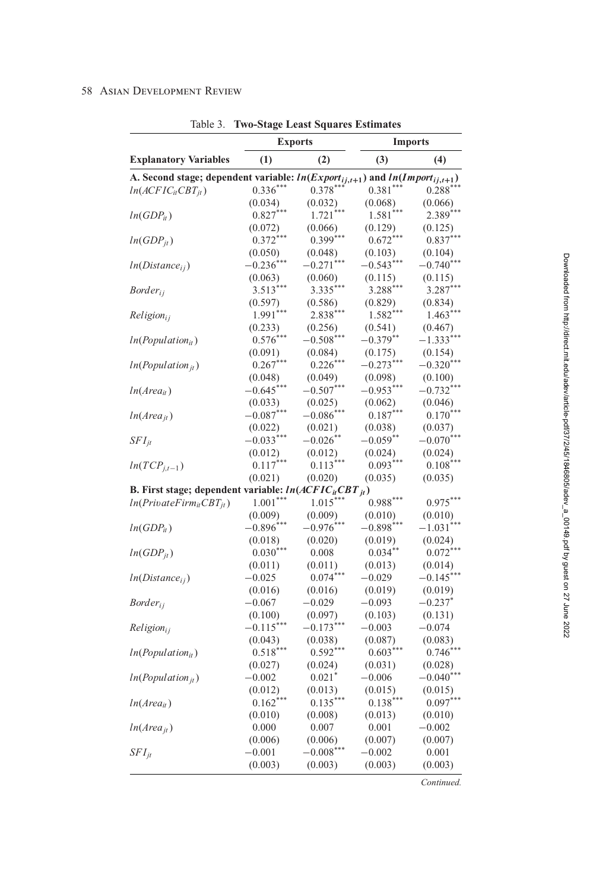Table 3. **Two-Stage Least Squares Estimates**

| | Exports | | Imports | |
|---|---|---|---|---|
| **Explanatory Variables** | **(1)** | **(2)** | **(3)** | **(4)** |
| **A. Second stage; dependent variable: $ln(Export_{ij,t+1})$ and $ln(Import_{ij,t+1})$** | | | | |
| $ln(ACFIC_{it}CBT_{jt})$ | $0.336^{***}$ | $0.378^{***}$ | $0.381^{***}$ | $0.288^{***}$ |
| | (0.034) | (0.032) | (0.068) | (0.066) |
| $ln(GDP_{it})$ | $0.827^{***}$ | $1.721^{***}$ | $1.581^{***}$ | $2.389^{***}$ |
| | (0.072) | (0.066) | (0.129) | (0.125) |
| $ln(GDP_{jt})$ | $0.372^{***}$ | $0.399^{***}$ | $0.672^{***}$ | $0.837^{***}$ |
| | (0.050) | (0.048) | (0.103) | (0.104) |
| $ln(Distance_{ij})$ | $-0.236^{***}$ | $-0.271^{***}$ | $-0.543^{***}$ | $-0.740^{***}$ |
| | (0.063) | (0.060) | (0.115) | (0.115) |
| $Border_{ij}$ | $3.513^{***}$ | $3.335^{***}$ | $3.288^{***}$ | $3.287^{***}$ |
| | (0.597) | (0.586) | (0.829) | (0.834) |
| $Religion_{ij}$ | $1.991^{***}$ | $2.838^{***}$ | $1.582^{***}$ | $1.463^{***}$ |
| | (0.233) | (0.256) | (0.541) | (0.467) |
| $ln(Population_{it})$ | $0.576^{***}$ | $-0.508^{***}$ | $-0.379^{**}$ | $-1.333^{***}$ |
| | (0.091) | (0.084) | (0.175) | (0.154) |
| $ln(Population_{jt})$ | $0.267^{***}$ | $0.226^{***}$ | $-0.273^{***}$ | $-0.320^{***}$ |
| | (0.048) | (0.049) | (0.098) | (0.100) |
| $ln(Area_{it})$ | $-0.645^{***}$ | $-0.507^{***}$ | $-0.953^{***}$ | $-0.732^{***}$ |
| | (0.033) | (0.025) | (0.062) | (0.046) |
| $ln(Area_{jt})$ | $-0.087^{***}$ | $-0.086^{***}$ | $0.187^{***}$ | $0.170^{***}$ |
| | (0.022) | (0.021) | (0.038) | (0.037) |
| $SFI_{jt}$ | $-0.033^{***}$ | $-0.026^{**}$ | $-0.059^{**}$ | $-0.070^{***}$ |
| | (0.012) | (0.012) | (0.024) | (0.024) |
| $ln(TCP_{j,t-1})$ | $0.117^{***}$ | $0.113^{***}$ | $0.093^{***}$ | $0.108^{***}$ |
| | (0.021) | (0.020) | (0.035) | (0.035) |
| **B. First stage; dependent variable: $ln(ACFIC_{it}CBT_{jt})$** | | | | |
| $ln(PrivateFirm_{it}CBT_{jt})$ | $1.001^{***}$ | $1.015^{***}$ | $0.988^{***}$ | $0.975^{***}$ |
| | (0.009) | (0.009) | (0.010) | (0.010) |
| $ln(GDP_{it})$ | $-0.896^{***}$ | $-0.976^{***}$ | $-0.898^{***}$ | $-1.031^{***}$ |
| | (0.018) | (0.020) | (0.019) | (0.024) |
| $ln(GDP_{jt})$ | $0.030^{***}$ | 0.008 | $0.034^{**}$ | $0.072^{***}$ |
| | (0.011) | (0.011) | (0.013) | (0.014) |
| $ln(Distance_{ij})$ | $-0.025$ | $0.074^{***}$ | $-0.029$ | $-0.145^{***}$ |
| | (0.016) | (0.016) | (0.019) | (0.019) |
| $Border_{ij}$ | $-0.067$ | $-0.029$ | $-0.093$ | $-0.237^{*}$ |
| | (0.100) | (0.097) | (0.103) | (0.131) |
| $Religion_{ij}$ | $-0.115^{***}$ | $-0.173^{***}$ | $-0.003$ | $-0.074$ |
| | (0.043) | (0.038) | (0.087) | (0.083) |
| $ln(Population_{it})$ | $0.518^{***}$ | $0.592^{***}$ | $0.603^{***}$ | $0.746^{***}$ |
| | (0.027) | (0.024) | (0.031) | (0.028) |
| $ln(Population_{jt})$ | $-0.002$ | $0.021^{*}$ | $-0.006$ | $-0.040^{***}$ |
| | (0.012) | (0.013) | (0.015) | (0.015) |
| $ln(Area_{it})$ | $0.162^{***}$ | $0.135^{***}$ | $0.138^{***}$ | $0.097^{***}$ |
| | (0.010) | (0.008) | (0.013) | (0.010) |
| $ln(Area_{jt})$ | 0.000 | 0.007 | 0.001 | $-0.002$ |
| | (0.006) | (0.006) | (0.007) | (0.007) |
| $SFI_{jt}$ | $-0.001$ | $-0.008^{***}$ | $-0.002$ | 0.001 |
| | (0.003) | (0.003) | (0.003) | (0.003) |

*Continued.*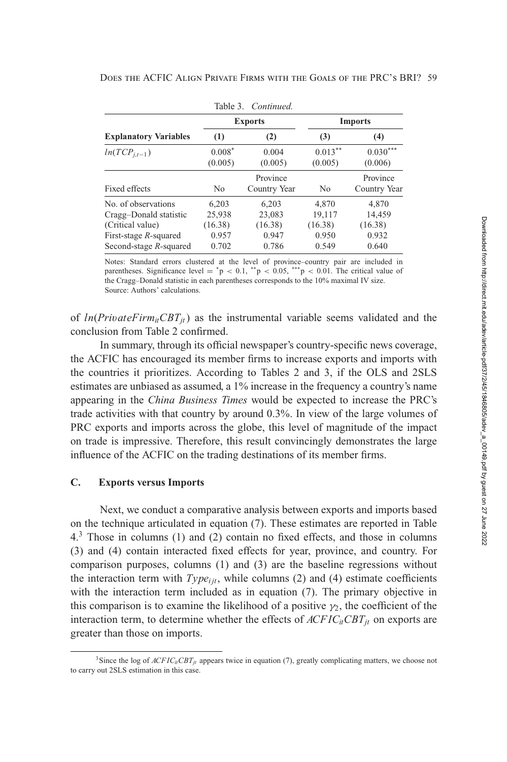Table 3. *Continued.*

| | Exports | | Imports | |
|---|---|---|---|---|
| **Explanatory Variables** | **(1)** | **(2)** | **(3)** | **(4)** |
| $ln(TCP_{j,t-1})$ | $0.008^{*}$ | 0.004 | $0.013^{**}$ | $0.030^{***}$ |
| | (0.005) | (0.005) | (0.005) | (0.006) |
| Fixed effects | No | Province Country Year | No | Province Country Year |
| No. of observations | 6,203 | 6,203 | 4,870 | 4,870 |
| Cragg–Donald statistic | 25,938 | 23,083 | 19,117 | 14,459 |
| (Critical value) | (16.38) | (16.38) | (16.38) | (16.38) |
| First-stage $R$-squared | 0.957 | 0.947 | 0.950 | 0.932 |
| Second-stage $R$-squared | 0.702 | 0.786 | 0.549 | 0.640 |

Notes: Standard errors clustered at the level of province–country pair are included in parentheses. Significance level = $^{*}p < 0.1$, $^{**}p < 0.05$, $^{***}p < 0.01$. The critical value of the Cragg–Donald statistic in each parentheses corresponds to the 10% maximal IV size.
Source: Authors' calculations.

of $ln(PrivateFirm_{it}CBT_{jt})$ as the instrumental variable seems validated and the conclusion from Table 2 confirmed.

In summary, through its official newspaper's country-specific news coverage, the ACFIC has encouraged its member firms to increase exports and imports with the countries it prioritizes. According to Tables 2 and 3, if the OLS and 2SLS estimates are unbiased as assumed, a 1% increase in the frequency a country's name appearing in the *China Business Times* would be expected to increase the PRC's trade activities with that country by around 0.3%. In view of the large volumes of PRC exports and imports across the globe, this level of magnitude of the impact on trade is impressive. Therefore, this result convincingly demonstrates the large influence of the ACFIC on the trading destinations of its member firms.

### C. Exports versus Imports

Next, we conduct a comparative analysis between exports and imports based on the technique articulated in equation (7). These estimates are reported in Table 4.[3] Those in columns (1) and (2) contain no fixed effects, and those in columns (3) and (4) contain interacted fixed effects for year, province, and country. For comparison purposes, columns (1) and (3) are the baseline regressions without the interaction term with $Type_{ijt}$, while columns (2) and (4) estimate coefficients with the interaction term included as in equation (7). The primary objective in this comparison is to examine the likelihood of a positive $\gamma_2$, the coefficient of the interaction term, to determine whether the effects of $ACFIC_{it}CBT_{jt}$ on exports are greater than those on imports.

[3] Since the log of $ACFIC_{it}CBT_{jt}$ appears twice in equation (7), greatly complicating matters, we choose not to carry out 2SLS estimation in this case.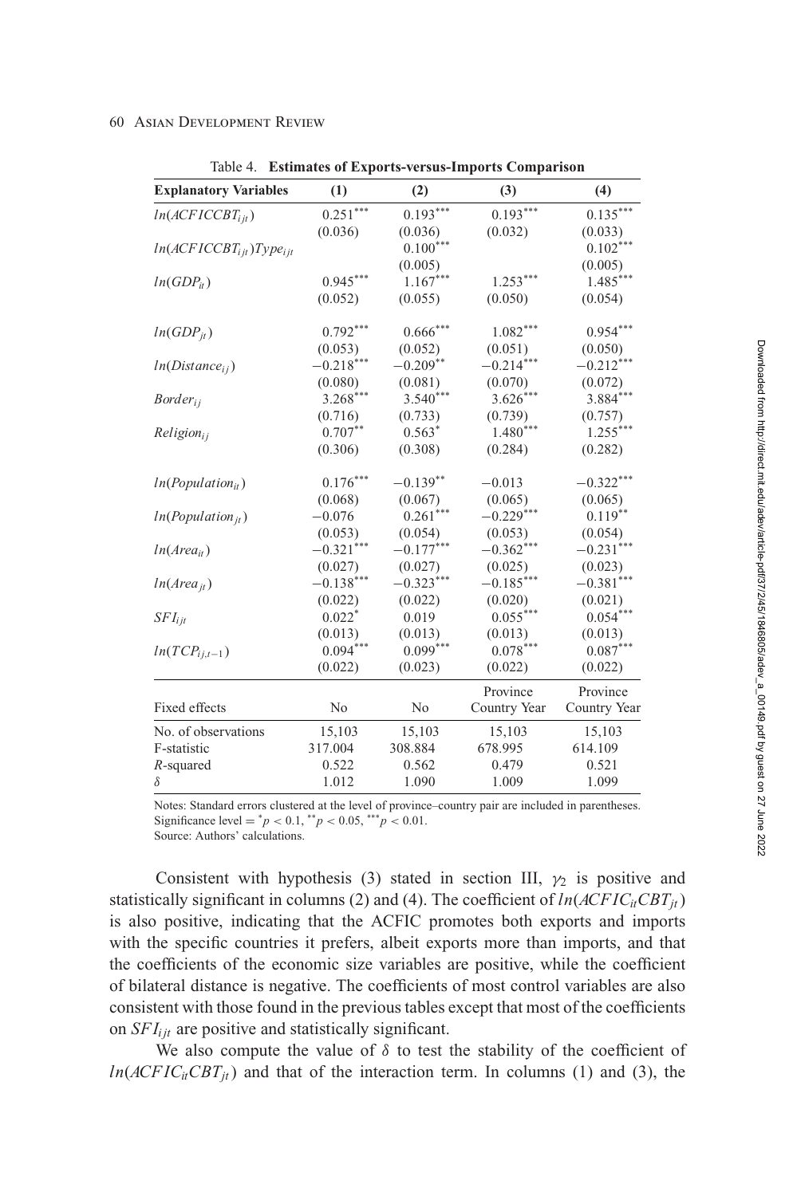Table 4. **Estimates of Exports-versus-Imports Comparison**

| Explanatory Variables | (1) | (2) | (3) | (4) |
|---|---|---|---|---|
| $ln(ACFICCBT_{ijt})$ | $0.251^{***}$ | $0.193^{***}$ | $0.193^{***}$ | $0.135^{***}$ |
| | (0.036) | (0.036) | (0.032) | (0.033) |
| $ln(ACFICCBT_{ijt})Type_{ijt}$ | | $0.100^{***}$ | | $0.102^{***}$ |
| | | (0.005) | | (0.005) |
| $ln(GDP_{it})$ | $0.945^{***}$ | $1.167^{***}$ | $1.253^{***}$ | $1.485^{***}$ |
| | (0.052) | (0.055) | (0.050) | (0.054) |
| $ln(GDP_{jt})$ | $0.792^{***}$ | $0.666^{***}$ | $1.082^{***}$ | $0.954^{***}$ |
| | (0.053) | (0.052) | (0.051) | (0.050) |
| $ln(Distance_{ij})$ | $-0.218^{***}$ | $-0.209^{**}$ | $-0.214^{***}$ | $-0.212^{***}$ |
| | (0.080) | (0.081) | (0.070) | (0.072) |
| $Border_{ij}$ | $3.268^{***}$ | $3.540^{***}$ | $3.626^{***}$ | $3.884^{***}$ |
| | (0.716) | (0.733) | (0.739) | (0.757) |
| $Religion_{ij}$ | $0.707^{**}$ | $0.563^{*}$ | $1.480^{***}$ | $1.255^{***}$ |
| | (0.306) | (0.308) | (0.284) | (0.282) |
| $ln(Population_{it})$ | $0.176^{***}$ | $-0.139^{**}$ | $-0.013$ | $-0.322^{***}$ |
| | (0.068) | (0.067) | (0.065) | (0.065) |
| $ln(Population_{jt})$ | $-0.076$ | $0.261^{***}$ | $-0.229^{***}$ | $0.119^{**}$ |
| | (0.053) | (0.054) | (0.053) | (0.054) |
| $ln(Area_{it})$ | $-0.321^{***}$ | $-0.177^{***}$ | $-0.362^{***}$ | $-0.231^{***}$ |
| | (0.027) | (0.027) | (0.025) | (0.023) |
| $ln(Area_{jt})$ | $-0.138^{***}$ | $-0.323^{***}$ | $-0.185^{***}$ | $-0.381^{***}$ |
| | (0.022) | (0.022) | (0.020) | (0.021) |
| $SFI_{ijt}$ | $0.022^{*}$ | 0.019 | $0.055^{***}$ | $0.054^{***}$ |
| | (0.013) | (0.013) | (0.013) | (0.013) |
| $ln(TCP_{ij,t-1})$ | $0.094^{***}$ | $0.099^{***}$ | $0.078^{***}$ | $0.087^{***}$ |
| | (0.022) | (0.023) | (0.022) | (0.022) |
| Fixed effects | No | No | Province Country Year | Province Country Year |
| No. of observations | 15,103 | 15,103 | 15,103 | 15,103 |
| F-statistic | 317.004 | 308.884 | 678.995 | 614.109 |
| $R$-squared | 0.522 | 0.562 | 0.479 | 0.521 |
| $\delta$ | 1.012 | 1.090 | 1.009 | 1.099 |

Notes: Standard errors clustered at the level of province–country pair are included in parentheses. Significance level = $^{*}p < 0.1$, $^{**}p < 0.05$, $^{***}p < 0.01$.
Source: Authors' calculations.

Consistent with hypothesis (3) stated in section III, $\gamma_2$ is positive and statistically significant in columns (2) and (4). The coefficient of $ln(ACFIC_{it}CBT_{jt})$ is also positive, indicating that the ACFIC promotes both exports and imports with the specific countries it prefers, albeit exports more than imports, and that the coefficients of the economic size variables are positive, while the coefficient of bilateral distance is negative. The coefficients of most control variables are also consistent with those found in the previous tables except that most of the coefficients on $SFI_{ijt}$ are positive and statistically significant.

We also compute the value of $\delta$ to test the stability of the coefficient of $ln(ACFIC_{it}CBT_{jt})$ and that of the interaction term. In columns (1) and (3), the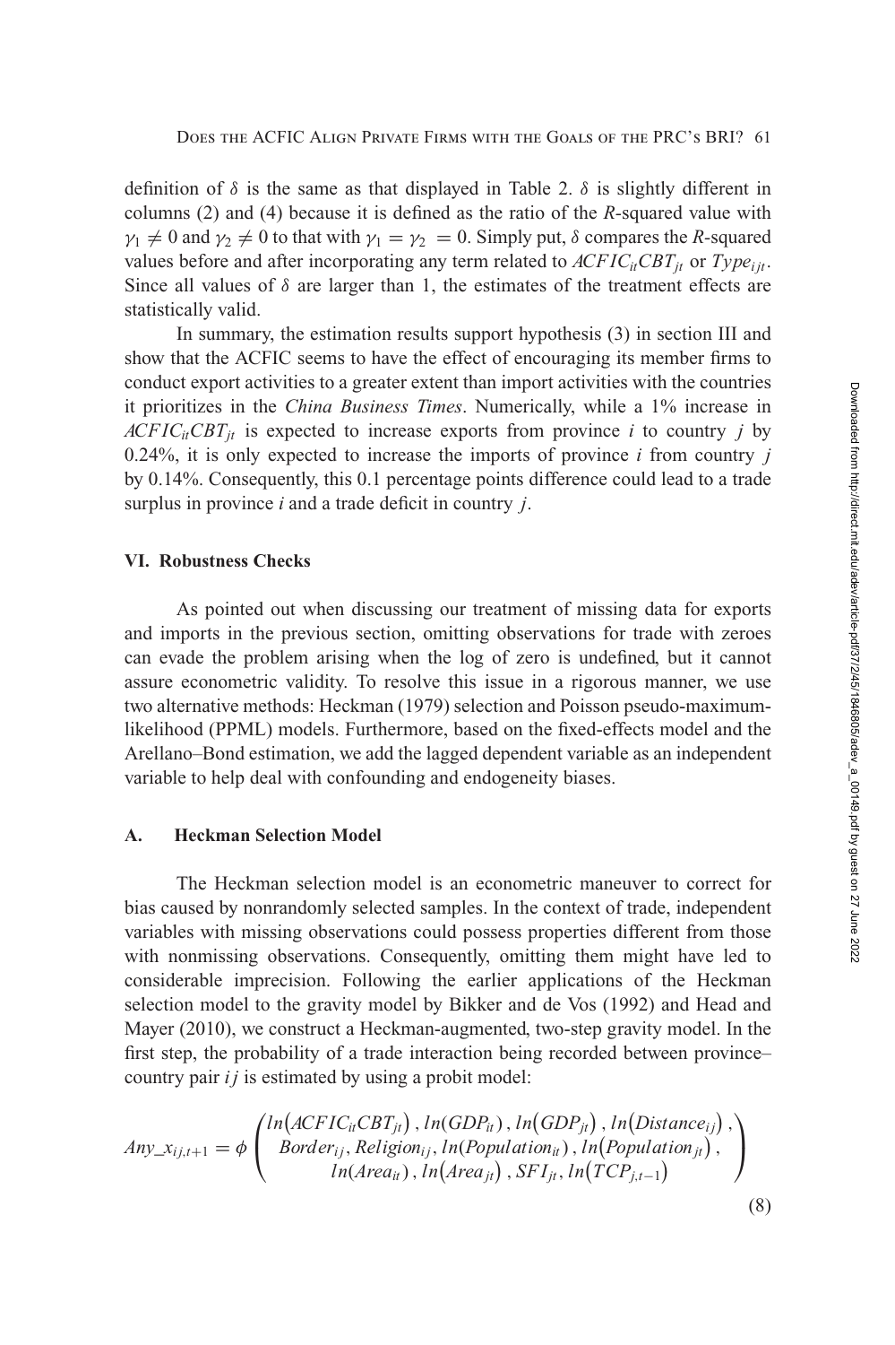definition of $\delta$ is the same as that displayed in Table 2. $\delta$ is slightly different in columns (2) and (4) because it is defined as the ratio of the *R*-squared value with $\gamma_1 \neq 0$ and $\gamma_2 \neq 0$ to that with $\gamma_1 = \gamma_2 = 0$. Simply put, $\delta$ compares the *R*-squared values before and after incorporating any term related to $ACFIC_{it}CBT_{jt}$ or $Type_{ijt}$. Since all values of $\delta$ are larger than 1, the estimates of the treatment effects are statistically valid.

In summary, the estimation results support hypothesis (3) in section III and show that the ACFIC seems to have the effect of encouraging its member firms to conduct export activities to a greater extent than import activities with the countries it prioritizes in the *China Business Times*. Numerically, while a 1% increase in $ACFIC_{it}CBT_{jt}$ is expected to increase exports from province $i$ to country $j$ by 0.24%, it is only expected to increase the imports of province $i$ from country $j$ by 0.14%. Consequently, this 0.1 percentage points difference could lead to a trade surplus in province $i$ and a trade deficit in country $j$.

## VI. Robustness Checks

As pointed out when discussing our treatment of missing data for exports and imports in the previous section, omitting observations for trade with zeroes can evade the problem arising when the log of zero is undefined, but it cannot assure econometric validity. To resolve this issue in a rigorous manner, we use two alternative methods: Heckman (1979) selection and Poisson pseudo-maximum-likelihood (PPML) models. Furthermore, based on the fixed-effects model and the Arellano–Bond estimation, we add the lagged dependent variable as an independent variable to help deal with confounding and endogeneity biases.

### A. Heckman Selection Model

The Heckman selection model is an econometric maneuver to correct for bias caused by nonrandomly selected samples. In the context of trade, independent variables with missing observations could possess properties different from those with nonmissing observations. Consequently, omitting them might have led to considerable imprecision. Following the earlier applications of the Heckman selection model to the gravity model by Bikker and de Vos (1992) and Head and Mayer (2010), we construct a Heckman-augmented, two-step gravity model. In the first step, the probability of a trade interaction being recorded between province–country pair $ij$ is estimated by using a probit model:

$$Any\_x_{ij,t+1} = \phi\begin{pmatrix} ln(ACFIC_{it}CBT_{jt}),\ ln(GDP_{it}),\ ln(GDP_{jt}),\ ln(Distance_{ij}), \\ Border_{ij},\ Religion_{ij},\ ln(Population_{it}),\ ln(Population_{jt}), \\ ln(Area_{it}),\ ln(Area_{jt}),\ SFI_{jt},\ ln(TCP_{j,t-1}) \end{pmatrix} \tag{8}$$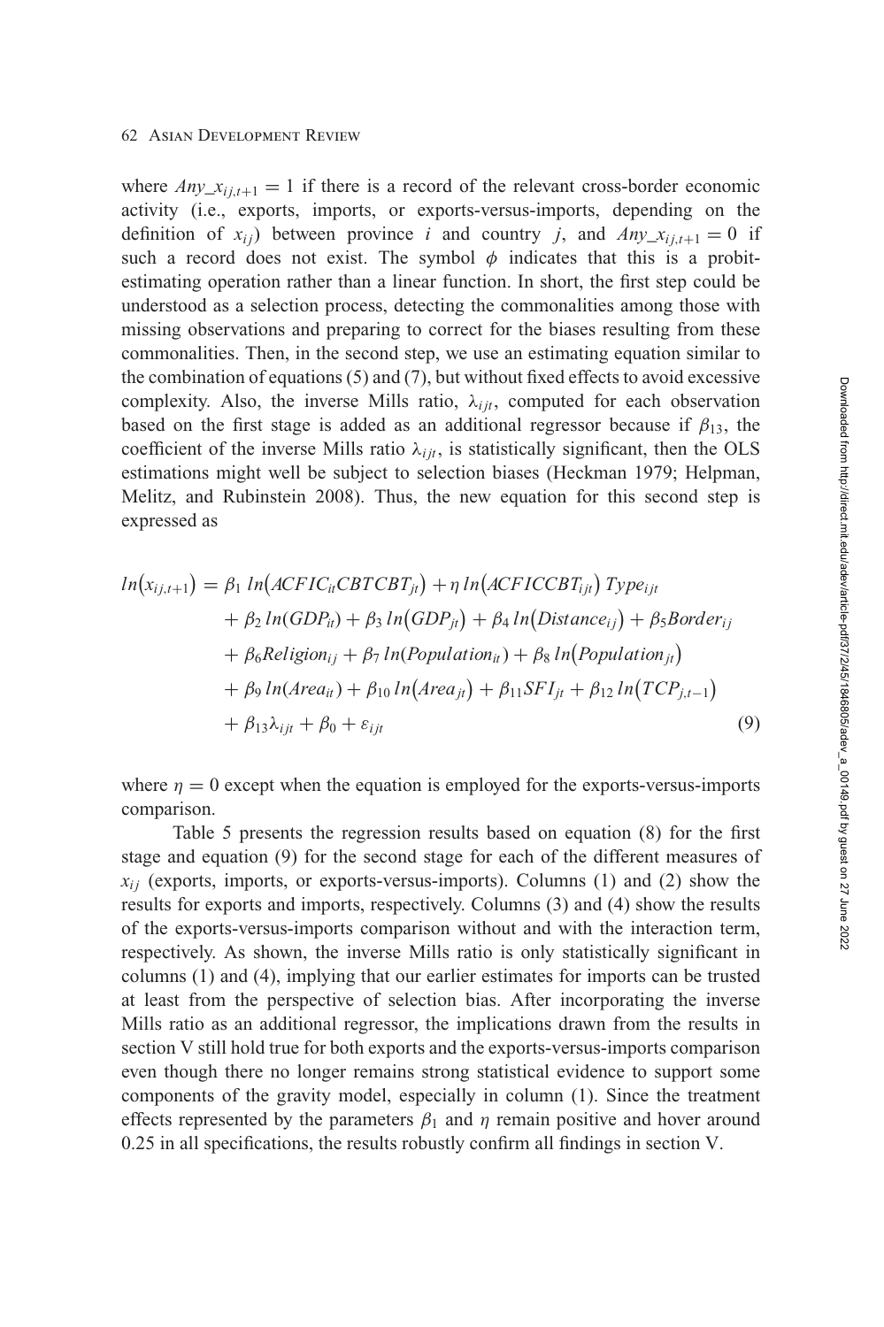where $Any\_x_{ij,t+1} = 1$ if there is a record of the relevant cross-border economic activity (i.e., exports, imports, or exports-versus-imports, depending on the definition of $x_{ij}$) between province $i$ and country $j$, and $Any\_x_{ij,t+1} = 0$ if such a record does not exist. The symbol $\phi$ indicates that this is a probit-estimating operation rather than a linear function. In short, the first step could be understood as a selection process, detecting the commonalities among those with missing observations and preparing to correct for the biases resulting from these commonalities. Then, in the second step, we use an estimating equation similar to the combination of equations (5) and (7), but without fixed effects to avoid excessive complexity. Also, the inverse Mills ratio, $\lambda_{ijt}$, computed for each observation based on the first stage is added as an additional regressor because if $\beta_{13}$, the coefficient of the inverse Mills ratio $\lambda_{ijt}$, is statistically significant, then the OLS estimations might well be subject to selection biases (Heckman 1979; Helpman, Melitz, and Rubinstein 2008). Thus, the new equation for this second step is expressed as

$$
\begin{aligned}
ln(x_{ij,t+1}) = {} & \beta_1\, ln(ACFIC_{it}CBTCBT_{jt}) + \eta\, ln(ACFICCBT_{ijt})\, Type_{ijt} \\
& + \beta_2\, ln(GDP_{it}) + \beta_3\, ln(GDP_{jt}) + \beta_4\, ln(Distance_{ij}) + \beta_5 Border_{ij} \\
& + \beta_6 Religion_{ij} + \beta_7\, ln(Population_{it}) + \beta_8\, ln(Population_{jt}) \\
& + \beta_9\, ln(Area_{it}) + \beta_{10}\, ln(Area_{jt}) + \beta_{11} SFI_{jt} + \beta_{12}\, ln(TCP_{j,t-1}) \\
& + \beta_{13}\lambda_{ijt} + \beta_0 + \varepsilon_{ijt}
\end{aligned}
\tag{9}
$$

where $\eta = 0$ except when the equation is employed for the exports-versus-imports comparison.

Table 5 presents the regression results based on equation (8) for the first stage and equation (9) for the second stage for each of the different measures of $x_{ij}$ (exports, imports, or exports-versus-imports). Columns (1) and (2) show the results for exports and imports, respectively. Columns (3) and (4) show the results of the exports-versus-imports comparison without and with the interaction term, respectively. As shown, the inverse Mills ratio is only statistically significant in columns (1) and (4), implying that our earlier estimates for imports can be trusted at least from the perspective of selection bias. After incorporating the inverse Mills ratio as an additional regressor, the implications drawn from the results in section V still hold true for both exports and the exports-versus-imports comparison even though there no longer remains strong statistical evidence to support some components of the gravity model, especially in column (1). Since the treatment effects represented by the parameters $\beta_1$ and $\eta$ remain positive and hover around 0.25 in all specifications, the results robustly confirm all findings in section V.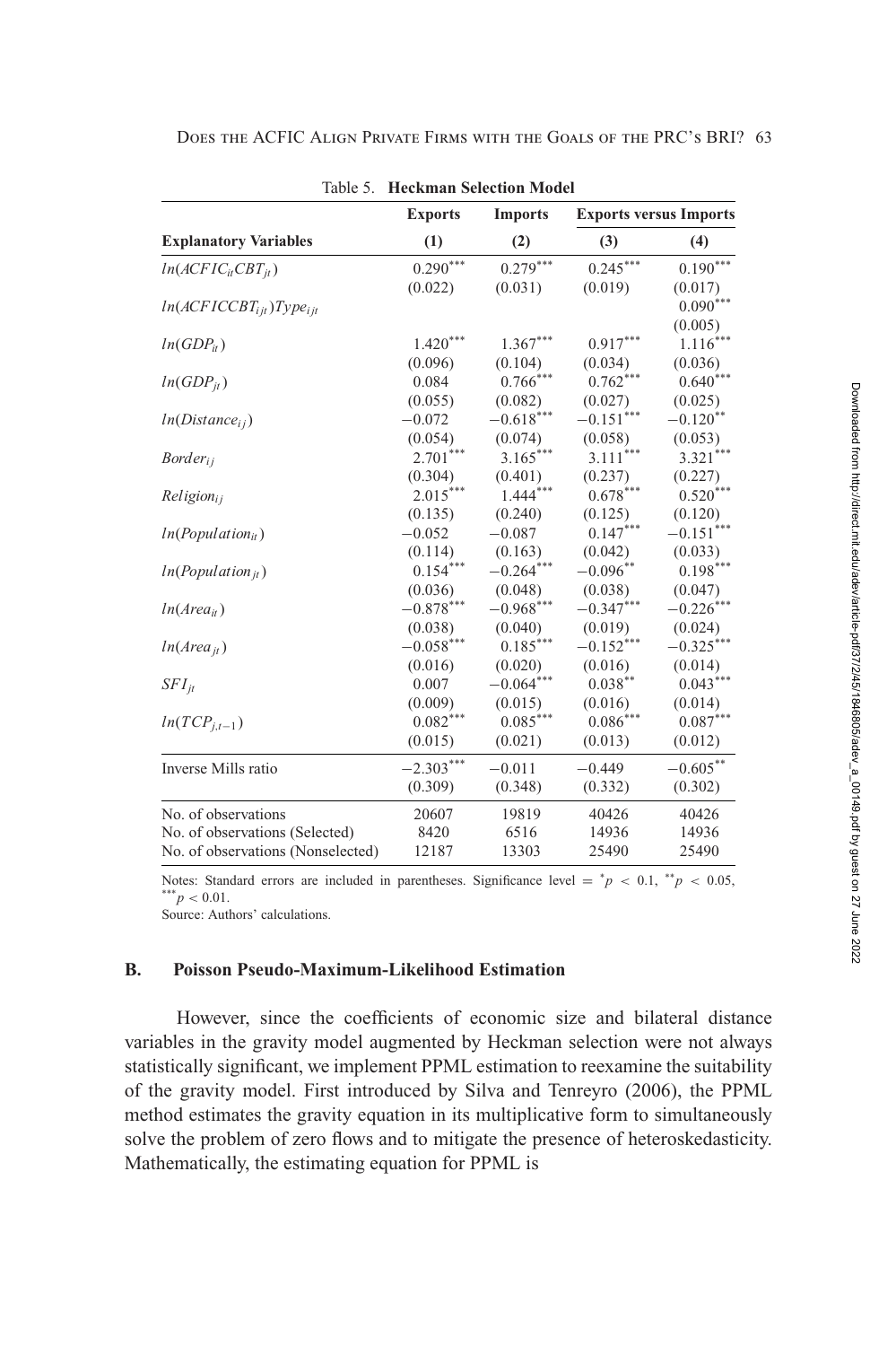Table 5. **Heckman Selection Model**

| | Exports | Imports | Exports versus Imports | |
|---|---|---|---|---|
| **Explanatory Variables** | **(1)** | **(2)** | **(3)** | **(4)** |
| $ln(ACFIC_{it}CBT_{jt})$ | $0.290^{***}$ | $0.279^{***}$ | $0.245^{***}$ | $0.190^{***}$ |
| | (0.022) | (0.031) | (0.019) | (0.017) |
| $ln(ACFICCBT_{ijt})Type_{ijt}$ | | | | $0.090^{***}$ |
| | | | | (0.005) |
| $ln(GDP_{it})$ | $1.420^{***}$ | $1.367^{***}$ | $0.917^{***}$ | $1.116^{***}$ |
| | (0.096) | (0.104) | (0.034) | (0.036) |
| $ln(GDP_{jt})$ | 0.084 | $0.766^{***}$ | $0.762^{***}$ | $0.640^{***}$ |
| | (0.055) | (0.082) | (0.027) | (0.025) |
| $ln(Distance_{ij})$ | −0.072 | $-0.618^{***}$ | $-0.151^{***}$ | $-0.120^{**}$ |
| | (0.054) | (0.074) | (0.058) | (0.053) |
| $Border_{ij}$ | $2.701^{***}$ | $3.165^{***}$ | $3.111^{***}$ | $3.321^{***}$ |
| | (0.304) | (0.401) | (0.237) | (0.227) |
| $Religion_{ij}$ | $2.015^{***}$ | $1.444^{***}$ | $0.678^{***}$ | $0.520^{***}$ |
| | (0.135) | (0.240) | (0.125) | (0.120) |
| $ln(Population_{it})$ | −0.052 | −0.087 | $0.147^{***}$ | $-0.151^{***}$ |
| | (0.114) | (0.163) | (0.042) | (0.033) |
| $ln(Population_{jt})$ | $0.154^{***}$ | $-0.264^{***}$ | $-0.096^{**}$ | $0.198^{***}$ |
| | (0.036) | (0.048) | (0.038) | (0.047) |
| $ln(Area_{it})$ | $-0.878^{***}$ | $-0.968^{***}$ | $-0.347^{***}$ | $-0.226^{***}$ |
| | (0.038) | (0.040) | (0.019) | (0.024) |
| $ln(Area_{jt})$ | $-0.058^{***}$ | $0.185^{***}$ | $-0.152^{***}$ | $-0.325^{***}$ |
| | (0.016) | (0.020) | (0.016) | (0.014) |
| $SFI_{jt}$ | 0.007 | $-0.064^{***}$ | $0.038^{**}$ | $0.043^{***}$ |
| | (0.009) | (0.015) | (0.016) | (0.014) |
| $ln(TCP_{j,t-1})$ | $0.082^{***}$ | $0.085^{***}$ | $0.086^{***}$ | $0.087^{***}$ |
| | (0.015) | (0.021) | (0.013) | (0.012) |
| Inverse Mills ratio | $-2.303^{***}$ | −0.011 | −0.449 | $-0.605^{**}$ |
| | (0.309) | (0.348) | (0.332) | (0.302) |
| No. of observations | 20607 | 19819 | 40426 | 40426 |
| No. of observations (Selected) | 8420 | 6516 | 14936 | 14936 |
| No. of observations (Nonselected) | 12187 | 13303 | 25490 | 25490 |

Notes: Standard errors are included in parentheses. Significance level = $^{*}p < 0.1$, $^{**}p < 0.05$, $^{***}p < 0.01$.

Source: Authors' calculations.

## B. Poisson Pseudo-Maximum-Likelihood Estimation

However, since the coefficients of economic size and bilateral distance variables in the gravity model augmented by Heckman selection were not always statistically significant, we implement PPML estimation to reexamine the suitability of the gravity model. First introduced by Silva and Tenreyro (2006), the PPML method estimates the gravity equation in its multiplicative form to simultaneously solve the problem of zero flows and to mitigate the presence of heteroskedasticity. Mathematically, the estimating equation for PPML is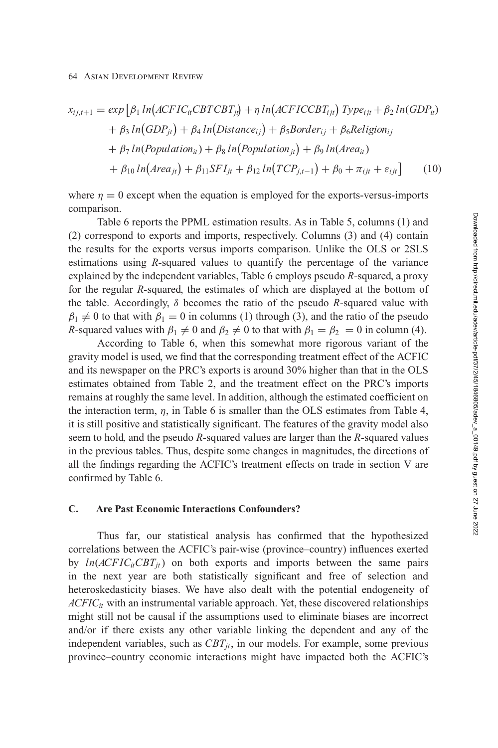$$x_{ij,t+1} = exp\left[\beta_1\, ln\left(ACFIC_{it}CBTCBT_{jt}\right) + \eta\, ln\left(ACFICCBT_{ijt}\right)\, Type_{ijt} + \beta_2\, ln(GDP_{it}) + \beta_3\, ln\left(GDP_{jt}\right) + \beta_4\, ln\left(Distance_{ij}\right) + \beta_5 Border_{ij} + \beta_6 Religion_{ij} + \beta_7\, ln(Population_{it}) + \beta_8\, ln\left(Population_{jt}\right) + \beta_9\, ln(Area_{it}) + \beta_{10}\, ln\left(Area_{jt}\right) + \beta_{11} SFI_{jt} + \beta_{12}\, ln\left(TCP_{j,t-1}\right) + \beta_0 + \pi_{ijt} + \varepsilon_{ijt}\right] \quad (10)$$

where $\eta = 0$ except when the equation is employed for the exports-versus-imports comparison.

Table 6 reports the PPML estimation results. As in Table 5, columns (1) and (2) correspond to exports and imports, respectively. Columns (3) and (4) contain the results for the exports versus imports comparison. Unlike the OLS or 2SLS estimations using *R*-squared values to quantify the percentage of the variance explained by the independent variables, Table 6 employs pseudo *R*-squared, a proxy for the regular *R*-squared, the estimates of which are displayed at the bottom of the table. Accordingly, $\delta$ becomes the ratio of the pseudo *R*-squared value with $\beta_1 \neq 0$ to that with $\beta_1 = 0$ in columns (1) through (3), and the ratio of the pseudo *R*-squared values with $\beta_1 \neq 0$ and $\beta_2 \neq 0$ to that with $\beta_1 = \beta_2 = 0$ in column (4).

According to Table 6, when this somewhat more rigorous variant of the gravity model is used, we find that the corresponding treatment effect of the ACFIC and its newspaper on the PRC's exports is around 30% higher than that in the OLS estimates obtained from Table 2, and the treatment effect on the PRC's imports remains at roughly the same level. In addition, although the estimated coefficient on the interaction term, $\eta$, in Table 6 is smaller than the OLS estimates from Table 4, it is still positive and statistically significant. The features of the gravity model also seem to hold, and the pseudo *R*-squared values are larger than the *R*-squared values in the previous tables. Thus, despite some changes in magnitudes, the directions of all the findings regarding the ACFIC's treatment effects on trade in section V are confirmed by Table 6.

### C. Are Past Economic Interactions Confounders?

Thus far, our statistical analysis has confirmed that the hypothesized correlations between the ACFIC's pair-wise (province–country) influences exerted by $ln(ACFIC_{it}CBT_{jt})$ on both exports and imports between the same pairs in the next year are both statistically significant and free of selection and heteroskedasticity biases. We have also dealt with the potential endogeneity of $ACFIC_{it}$ with an instrumental variable approach. Yet, these discovered relationships might still not be causal if the assumptions used to eliminate biases are incorrect and/or if there exists any other variable linking the dependent and any of the independent variables, such as $CBT_{jt}$, in our models. For example, some previous province–country economic interactions might have impacted both the ACFIC's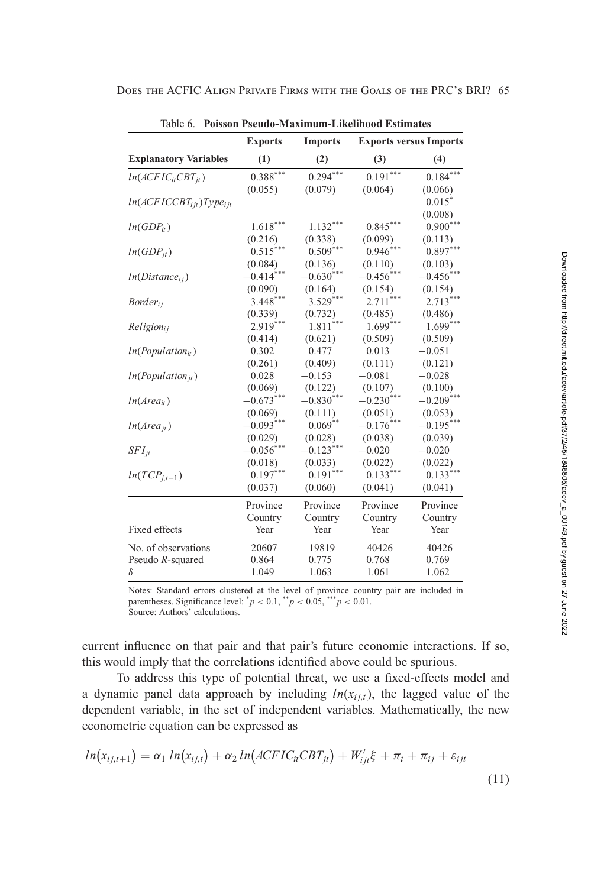Table 6. **Poisson Pseudo-Maximum-Likelihood Estimates**

| | Exports | Imports | Exports versus Imports | |
|---|---|---|---|---|
| **Explanatory Variables** | **(1)** | **(2)** | **(3)** | **(4)** |
| $ln(ACFIC_{it}CBT_{jt})$ | 0.388*** | 0.294*** | 0.191*** | 0.184*** |
| | (0.055) | (0.079) | (0.064) | (0.066) |
| $ln(ACFICCBT_{ijt})Type_{ijt}$ | | | | 0.015* |
| | | | | (0.008) |
| $ln(GDP_{it})$ | 1.618*** | 1.132*** | 0.845*** | 0.900*** |
| | (0.216) | (0.338) | (0.099) | (0.113) |
| $ln(GDP_{jt})$ | 0.515*** | 0.509*** | 0.946*** | 0.897*** |
| | (0.084) | (0.136) | (0.110) | (0.103) |
| $ln(Distance_{ij})$ | −0.414*** | −0.630*** | −0.456*** | −0.456*** |
| | (0.090) | (0.164) | (0.154) | (0.154) |
| $Border_{ij}$ | 3.448*** | 3.529*** | 2.711*** | 2.713*** |
| | (0.339) | (0.732) | (0.485) | (0.486) |
| $Religion_{ij}$ | 2.919*** | 1.811*** | 1.699*** | 1.699*** |
| | (0.414) | (0.621) | (0.509) | (0.509) |
| $ln(Population_{it})$ | 0.302 | 0.477 | 0.013 | −0.051 |
| | (0.261) | (0.409) | (0.111) | (0.121) |
| $ln(Population_{jt})$ | 0.028 | −0.153 | −0.081 | −0.028 |
| | (0.069) | (0.122) | (0.107) | (0.100) |
| $ln(Area_{it})$ | −0.673*** | −0.830*** | −0.230*** | −0.209*** |
| | (0.069) | (0.111) | (0.051) | (0.053) |
| $ln(Area_{jt})$ | −0.093*** | 0.069** | −0.176*** | −0.195*** |
| | (0.029) | (0.028) | (0.038) | (0.039) |
| $SFI_{jt}$ | −0.056*** | −0.123*** | −0.020 | −0.020 |
| | (0.018) | (0.033) | (0.022) | (0.022) |
| $ln(TCP_{j,t-1})$ | 0.197*** | 0.191*** | 0.133*** | 0.133*** |
| | (0.037) | (0.060) | (0.041) | (0.041) |
| Fixed effects | Province Country Year | Province Country Year | Province Country Year | Province Country Year |
| No. of observations | 20607 | 19819 | 40426 | 40426 |
| Pseudo $R$-squared | 0.864 | 0.775 | 0.768 | 0.769 |
| $\delta$ | 1.049 | 1.063 | 1.061 | 1.062 |

Notes: Standard errors clustered at the level of province–country pair are included in parentheses. Significance level: $^{*}p < 0.1$, $^{**}p < 0.05$, $^{***}p < 0.01$.
Source: Authors' calculations.

current influence on that pair and that pair's future economic interactions. If so, this would imply that the correlations identified above could be spurious.

To address this type of potential threat, we use a fixed-effects model and a dynamic panel data approach by including $ln(x_{ij,t})$, the lagged value of the dependent variable, in the set of independent variables. Mathematically, the new econometric equation can be expressed as

$$ln(x_{ij,t+1}) = \alpha_1 \, ln(x_{ij,t}) + \alpha_2 \, ln(ACFIC_{it}CBT_{jt}) + W'_{ijt}\xi + \pi_t + \pi_{ij} + \varepsilon_{ijt} \tag{11}$$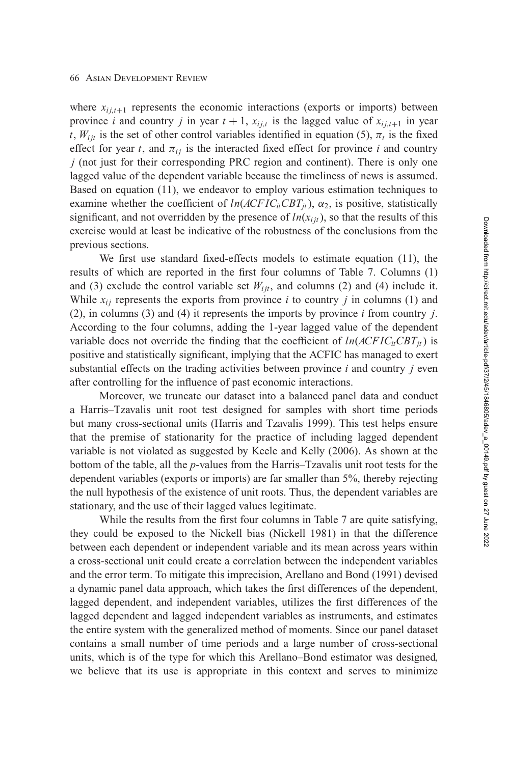where $x_{ij,t+1}$ represents the economic interactions (exports or imports) between province $i$ and country $j$ in year $t+1$, $x_{ij,t}$ is the lagged value of $x_{ij,t+1}$ in year $t$, $W_{ijt}$ is the set of other control variables identified in equation (5), $\pi_t$ is the fixed effect for year $t$, and $\pi_{ij}$ is the interacted fixed effect for province $i$ and country $j$ (not just for their corresponding PRC region and continent). There is only one lagged value of the dependent variable because the timeliness of news is assumed. Based on equation (11), we endeavor to employ various estimation techniques to examine whether the coefficient of $ln(ACFIC_{it}CBT_{jt})$, $\alpha_2$, is positive, statistically significant, and not overridden by the presence of $ln(x_{ijt})$, so that the results of this exercise would at least be indicative of the robustness of the conclusions from the previous sections.

We first use standard fixed-effects models to estimate equation (11), the results of which are reported in the first four columns of Table 7. Columns (1) and (3) exclude the control variable set $W_{ijt}$, and columns (2) and (4) include it. While $x_{ij}$ represents the exports from province $i$ to country $j$ in columns (1) and (2), in columns (3) and (4) it represents the imports by province $i$ from country $j$. According to the four columns, adding the 1-year lagged value of the dependent variable does not override the finding that the coefficient of $ln(ACFIC_{it}CBT_{jt})$ is positive and statistically significant, implying that the ACFIC has managed to exert substantial effects on the trading activities between province $i$ and country $j$ even after controlling for the influence of past economic interactions.

Moreover, we truncate our dataset into a balanced panel data and conduct a Harris–Tzavalis unit root test designed for samples with short time periods but many cross-sectional units (Harris and Tzavalis 1999). This test helps ensure that the premise of stationarity for the practice of including lagged dependent variable is not violated as suggested by Keele and Kelly (2006). As shown at the bottom of the table, all the $p$-values from the Harris–Tzavalis unit root tests for the dependent variables (exports or imports) are far smaller than 5%, thereby rejecting the null hypothesis of the existence of unit roots. Thus, the dependent variables are stationary, and the use of their lagged values legitimate.

While the results from the first four columns in Table 7 are quite satisfying, they could be exposed to the Nickell bias (Nickell 1981) in that the difference between each dependent or independent variable and its mean across years within a cross-sectional unit could create a correlation between the independent variables and the error term. To mitigate this imprecision, Arellano and Bond (1991) devised a dynamic panel data approach, which takes the first differences of the dependent, lagged dependent, and independent variables, utilizes the first differences of the lagged dependent and lagged independent variables as instruments, and estimates the entire system with the generalized method of moments. Since our panel dataset contains a small number of time periods and a large number of cross-sectional units, which is of the type for which this Arellano–Bond estimator was designed, we believe that its use is appropriate in this context and serves to minimize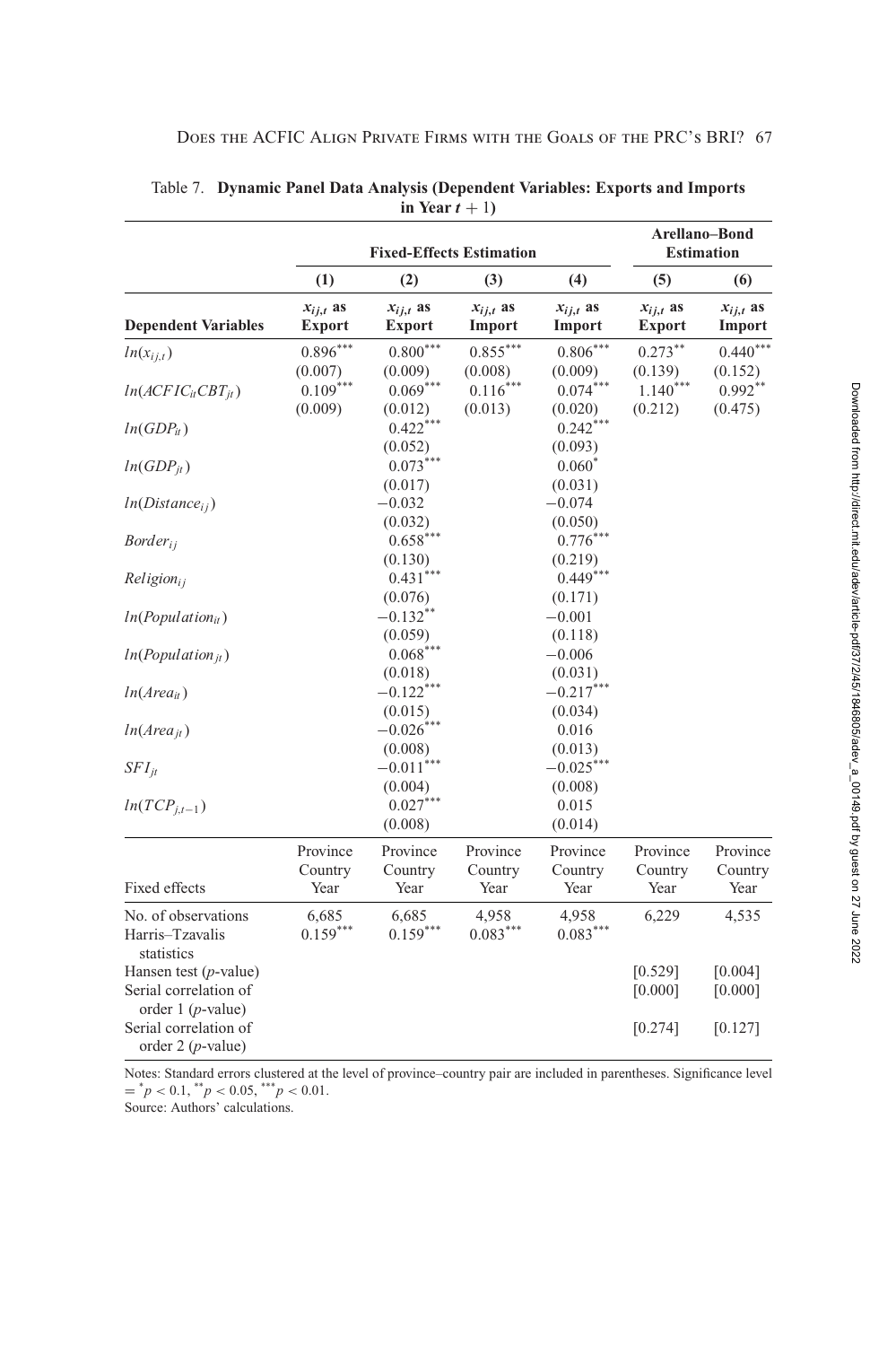Table 7. **Dynamic Panel Data Analysis (Dependent Variables: Exports and Imports in Year $t + 1$)**

| | Fixed-Effects Estimation | | | | Arellano–Bond Estimation | |
|---|---|---|---|---|---|---|
| | (1) | (2) | (3) | (4) | (5) | (6) |
| **Dependent Variables** | $x_{ij,t}$ as **Export** | $x_{ij,t}$ as **Export** | $x_{ij,t}$ as **Import** | $x_{ij,t}$ as **Import** | $x_{ij,t}$ as **Export** | $x_{ij,t}$ as **Import** |
| $ln(x_{ij,t})$ | $0.896^{***}$ | $0.800^{***}$ | $0.855^{***}$ | $0.806^{***}$ | $0.273^{**}$ | $0.440^{***}$ |
| | (0.007) | (0.009) | (0.008) | (0.009) | (0.139) | (0.152) |
| $ln(ACFIC_{it}CBT_{jt})$ | $0.109^{***}$ | $0.069^{***}$ | $0.116^{***}$ | $0.074^{***}$ | $1.140^{***}$ | $0.992^{**}$ |
| | (0.009) | (0.012) | (0.013) | (0.020) | (0.212) | (0.475) |
| $ln(GDP_{it})$ | | $0.422^{***}$ | | $0.242^{***}$ | | |
| | | (0.052) | | (0.093) | | |
| $ln(GDP_{jt})$ | | $0.073^{***}$ | | $0.060^{*}$ | | |
| | | (0.017) | | (0.031) | | |
| $ln(Distance_{ij})$ | | −0.032 | | −0.074 | | |
| | | (0.032) | | (0.050) | | |
| $Border_{ij}$ | | $0.658^{***}$ | | $0.776^{***}$ | | |
| | | (0.130) | | (0.219) | | |
| $Religion_{ij}$ | | $0.431^{***}$ | | $0.449^{***}$ | | |
| | | (0.076) | | (0.171) | | |
| $ln(Population_{it})$ | | $-0.132^{**}$ | | −0.001 | | |
| | | (0.059) | | (0.118) | | |
| $ln(Population_{jt})$ | | $0.068^{***}$ | | −0.006 | | |
| | | (0.018) | | (0.031) | | |
| $ln(Area_{it})$ | | $-0.122^{***}$ | | $-0.217^{***}$ | | |
| | | (0.015) | | (0.034) | | |
| $ln(Area_{jt})$ | | $-0.026^{***}$ | | 0.016 | | |
| | | (0.008) | | (0.013) | | |
| $SFI_{jt}$ | | $-0.011^{***}$ | | $-0.025^{***}$ | | |
| | | (0.004) | | (0.008) | | |
| $ln(TCP_{j,t-1})$ | | $0.027^{***}$ | | 0.015 | | |
| | | (0.008) | | (0.014) | | |
| Fixed effects | Province Country Year | Province Country Year | Province Country Year | Province Country Year | Province Country Year | Province Country Year |
| No. of observations | 6,685 | 6,685 | 4,958 | 4,958 | 6,229 | 4,535 |
| Harris–Tzavalis statistics | $0.159^{***}$ | $0.159^{***}$ | $0.083^{***}$ | $0.083^{***}$ | | |
| Hansen test (p-value) | | | | | [0.529] | [0.004] |
| Serial correlation of order 1 (p-value) | | | | | [0.000] | [0.000] |
| Serial correlation of order 2 (p-value) | | | | | [0.274] | [0.127] |

Notes: Standard errors clustered at the level of province–country pair are included in parentheses. Significance level $= ^{*}p < 0.1$, $^{**}p < 0.05$, $^{***}p < 0.01$.
Source: Authors' calculations.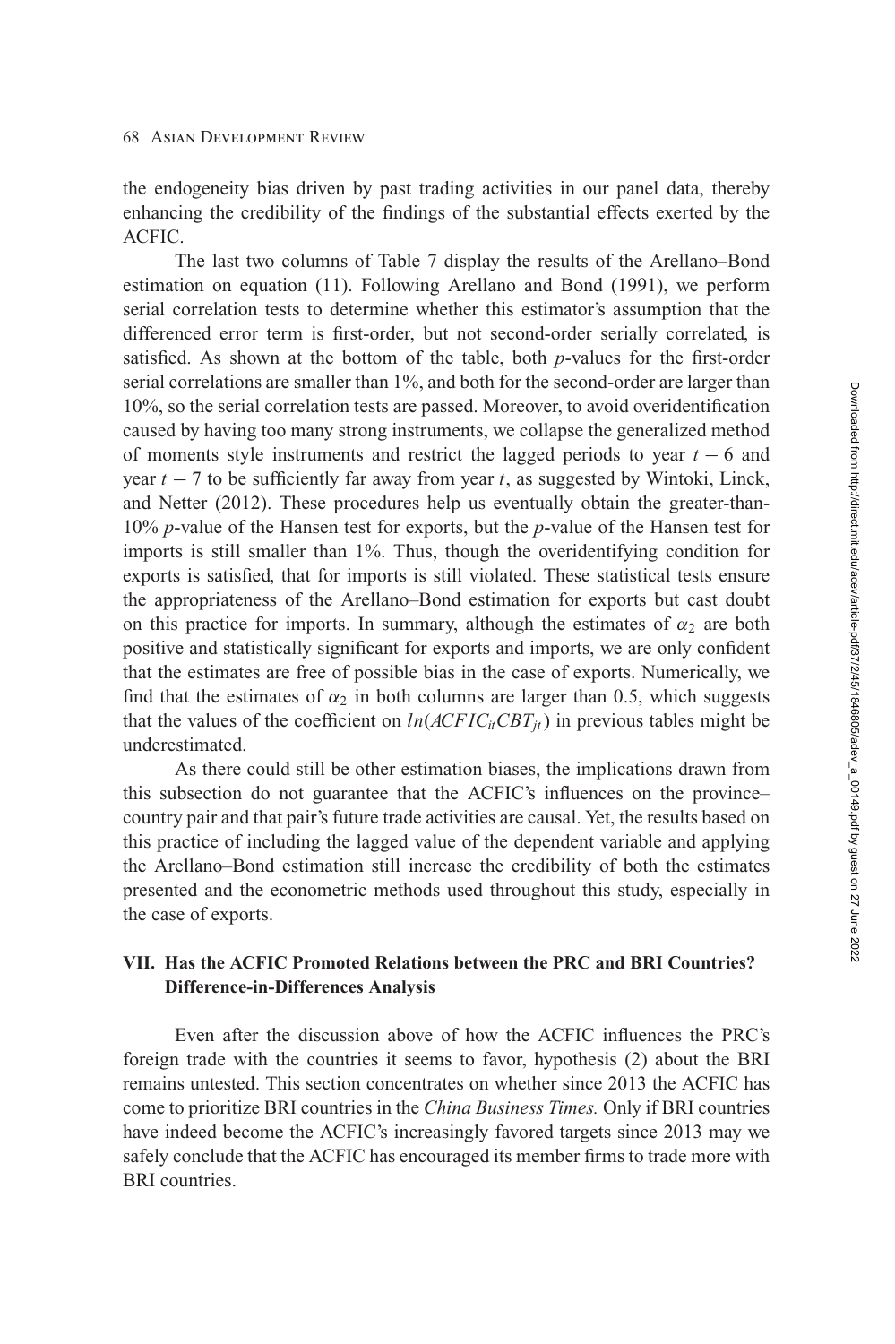the endogeneity bias driven by past trading activities in our panel data, thereby enhancing the credibility of the findings of the substantial effects exerted by the ACFIC.

The last two columns of Table 7 display the results of the Arellano–Bond estimation on equation (11). Following Arellano and Bond (1991), we perform serial correlation tests to determine whether this estimator's assumption that the differenced error term is first-order, but not second-order serially correlated, is satisfied. As shown at the bottom of the table, both $p$-values for the first-order serial correlations are smaller than 1%, and both for the second-order are larger than 10%, so the serial correlation tests are passed. Moreover, to avoid overidentification caused by having too many strong instruments, we collapse the generalized method of moments style instruments and restrict the lagged periods to year $t - 6$ and year $t - 7$ to be sufficiently far away from year $t$, as suggested by Wintoki, Linck, and Netter (2012). These procedures help us eventually obtain the greater-than-10% $p$-value of the Hansen test for exports, but the $p$-value of the Hansen test for imports is still smaller than 1%. Thus, though the overidentifying condition for exports is satisfied, that for imports is still violated. These statistical tests ensure the appropriateness of the Arellano–Bond estimation for exports but cast doubt on this practice for imports. In summary, although the estimates of $\alpha_2$ are both positive and statistically significant for exports and imports, we are only confident that the estimates are free of possible bias in the case of exports. Numerically, we find that the estimates of $\alpha_2$ in both columns are larger than 0.5, which suggests that the values of the coefficient on $ln(ACFIC_{it}CBT_{jt})$ in previous tables might be underestimated.

As there could still be other estimation biases, the implications drawn from this subsection do not guarantee that the ACFIC's influences on the province–country pair and that pair's future trade activities are causal. Yet, the results based on this practice of including the lagged value of the dependent variable and applying the Arellano–Bond estimation still increase the credibility of both the estimates presented and the econometric methods used throughout this study, especially in the case of exports.

## VII. Has the ACFIC Promoted Relations between the PRC and BRI Countries? Difference-in-Differences Analysis

Even after the discussion above of how the ACFIC influences the PRC's foreign trade with the countries it seems to favor, hypothesis (2) about the BRI remains untested. This section concentrates on whether since 2013 the ACFIC has come to prioritize BRI countries in the *China Business Times.* Only if BRI countries have indeed become the ACFIC's increasingly favored targets since 2013 may we safely conclude that the ACFIC has encouraged its member firms to trade more with BRI countries.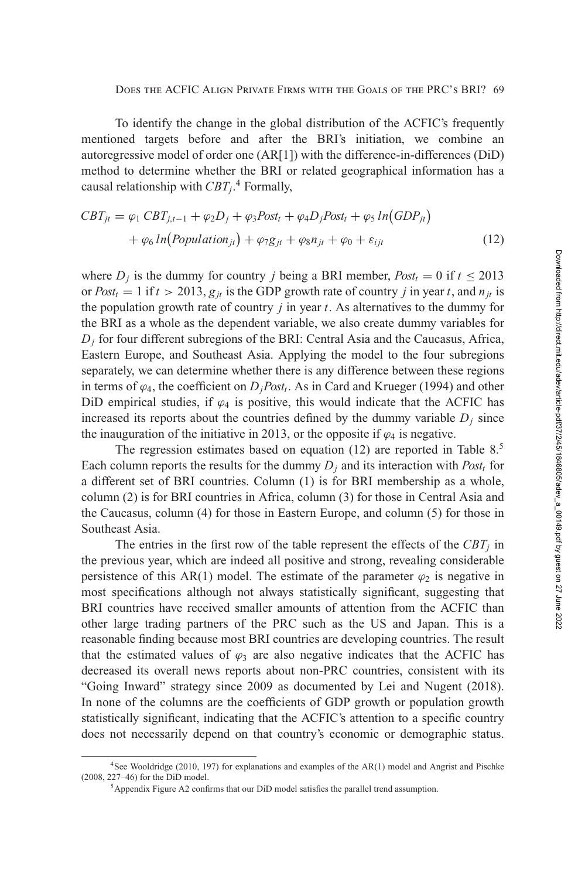To identify the change in the global distribution of the ACFIC's frequently mentioned targets before and after the BRI's initiation, we combine an autoregressive model of order one (AR[1]) with the difference-in-differences (DiD) method to determine whether the BRI or related geographical information has a causal relationship with $CBT_j$.[4] Formally,

$$CBT_{jt} = \varphi_1 \, CBT_{j,t-1} + \varphi_2 D_j + \varphi_3 Post_t + \varphi_4 D_j Post_t + \varphi_5 \, ln\big(GDP_{jt}\big) + \varphi_6 \, ln\big(Population_{jt}\big) + \varphi_7 g_{jt} + \varphi_8 n_{jt} + \varphi_0 + \varepsilon_{ijt} \tag{12}$$

where $D_j$ is the dummy for country $j$ being a BRI member, $Post_t = 0$ if $t \leq 2013$ or $Post_t = 1$ if $t > 2013$, $g_{jt}$ is the GDP growth rate of country $j$ in year $t$, and $n_{jt}$ is the population growth rate of country $j$ in year $t$. As alternatives to the dummy for the BRI as a whole as the dependent variable, we also create dummy variables for $D_j$ for four different subregions of the BRI: Central Asia and the Caucasus, Africa, Eastern Europe, and Southeast Asia. Applying the model to the four subregions separately, we can determine whether there is any difference between these regions in terms of $\varphi_4$, the coefficient on $D_j Post_t$. As in Card and Krueger (1994) and other DiD empirical studies, if $\varphi_4$ is positive, this would indicate that the ACFIC has increased its reports about the countries defined by the dummy variable $D_j$ since the inauguration of the initiative in 2013, or the opposite if $\varphi_4$ is negative.

The regression estimates based on equation (12) are reported in Table 8.[5] Each column reports the results for the dummy $D_j$ and its interaction with $Post_t$ for a different set of BRI countries. Column (1) is for BRI membership as a whole, column (2) is for BRI countries in Africa, column (3) for those in Central Asia and the Caucasus, column (4) for those in Eastern Europe, and column (5) for those in Southeast Asia.

The entries in the first row of the table represent the effects of the $CBT_j$ in the previous year, which are indeed all positive and strong, revealing considerable persistence of this AR(1) model. The estimate of the parameter $\varphi_2$ is negative in most specifications although not always statistically significant, suggesting that BRI countries have received smaller amounts of attention from the ACFIC than other large trading partners of the PRC such as the US and Japan. This is a reasonable finding because most BRI countries are developing countries. The result that the estimated values of $\varphi_3$ are also negative indicates that the ACFIC has decreased its overall news reports about non-PRC countries, consistent with its "Going Inward" strategy since 2009 as documented by Lei and Nugent (2018). In none of the columns are the coefficients of GDP growth or population growth statistically significant, indicating that the ACFIC's attention to a specific country does not necessarily depend on that country's economic or demographic status.

[4] See Wooldridge (2010, 197) for explanations and examples of the AR(1) model and Angrist and Pischke (2008, 227–46) for the DiD model.

[5] Appendix Figure A2 confirms that our DiD model satisfies the parallel trend assumption.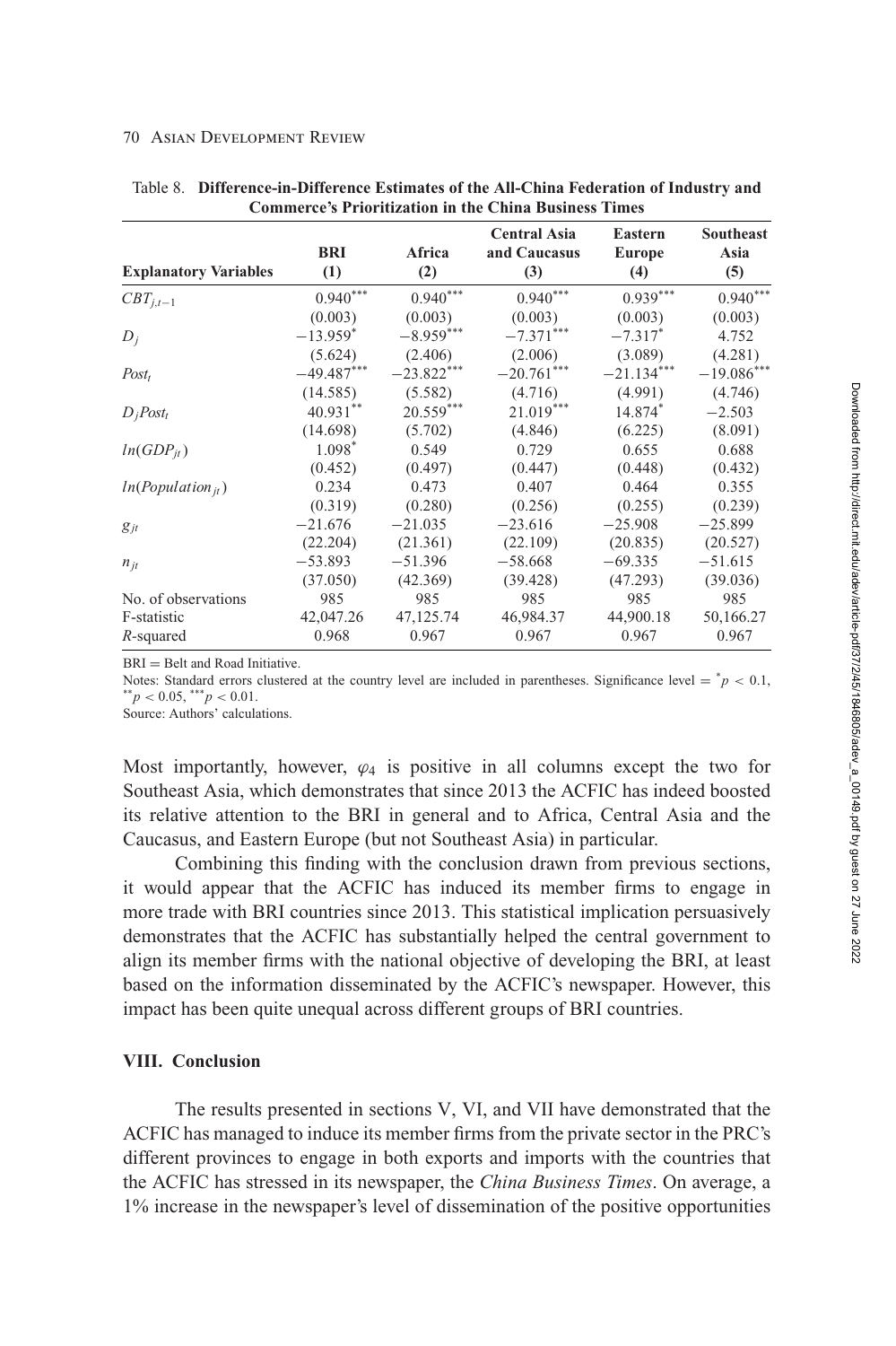Table 8. **Difference-in-Difference Estimates of the All-China Federation of Industry and Commerce's Prioritization in the China Business Times**

| Explanatory Variables | BRI (1) | Africa (2) | Central Asia and Caucasus (3) | Eastern Europe (4) | Southeast Asia (5) |
|---|---|---|---|---|---|
| $CBT_{j,t-1}$ | $0.940^{***}$ | $0.940^{***}$ | $0.940^{***}$ | $0.939^{***}$ | $0.940^{***}$ |
| | (0.003) | (0.003) | (0.003) | (0.003) | (0.003) |
| $D_j$ | $-13.959^{*}$ | $-8.959^{***}$ | $-7.371^{***}$ | $-7.317^{*}$ | 4.752 |
| | (5.624) | (2.406) | (2.006) | (3.089) | (4.281) |
| $Post_t$ | $-49.487^{***}$ | $-23.822^{***}$ | $-20.761^{***}$ | $-21.134^{***}$ | $-19.086^{***}$ |
| | (14.585) | (5.582) | (4.716) | (4.991) | (4.746) |
| $D_j Post_t$ | $40.931^{**}$ | $20.559^{***}$ | $21.019^{***}$ | $14.874^{*}$ | $-2.503$ |
| | (14.698) | (5.702) | (4.846) | (6.225) | (8.091) |
| $ln(GDP_{jt})$ | $1.098^{*}$ | 0.549 | 0.729 | 0.655 | 0.688 |
| | (0.452) | (0.497) | (0.447) | (0.448) | (0.432) |
| $ln(Population_{jt})$ | 0.234 | 0.473 | 0.407 | 0.464 | 0.355 |
| | (0.319) | (0.280) | (0.256) | (0.255) | (0.239) |
| $g_{jt}$ | $-21.676$ | $-21.035$ | $-23.616$ | $-25.908$ | $-25.899$ |
| | (22.204) | (21.361) | (22.109) | (20.835) | (20.527) |
| $n_{jt}$ | $-53.893$ | $-51.396$ | $-58.668$ | $-69.335$ | $-51.615$ |
| | (37.050) | (42.369) | (39.428) | (47.293) | (39.036) |
| No. of observations | 985 | 985 | 985 | 985 | 985 |
| F-statistic | 42,047.26 | 47,125.74 | 46,984.37 | 44,900.18 | 50,166.27 |
| $R$-squared | 0.968 | 0.967 | 0.967 | 0.967 | 0.967 |

BRI = Belt and Road Initiative.

Notes: Standard errors clustered at the country level are included in parentheses. Significance level = $^{*}p < 0.1$, $^{**}p < 0.05$, $^{***}p < 0.01$.

Source: Authors' calculations.

Most importantly, however, $\varphi_4$ is positive in all columns except the two for Southeast Asia, which demonstrates that since 2013 the ACFIC has indeed boosted its relative attention to the BRI in general and to Africa, Central Asia and the Caucasus, and Eastern Europe (but not Southeast Asia) in particular.

Combining this finding with the conclusion drawn from previous sections, it would appear that the ACFIC has induced its member firms to engage in more trade with BRI countries since 2013. This statistical implication persuasively demonstrates that the ACFIC has substantially helped the central government to align its member firms with the national objective of developing the BRI, at least based on the information disseminated by the ACFIC's newspaper. However, this impact has been quite unequal across different groups of BRI countries.

## VIII. Conclusion

The results presented in sections V, VI, and VII have demonstrated that the ACFIC has managed to induce its member firms from the private sector in the PRC's different provinces to engage in both exports and imports with the countries that the ACFIC has stressed in its newspaper, the *China Business Times*. On average, a 1% increase in the newspaper's level of dissemination of the positive opportunities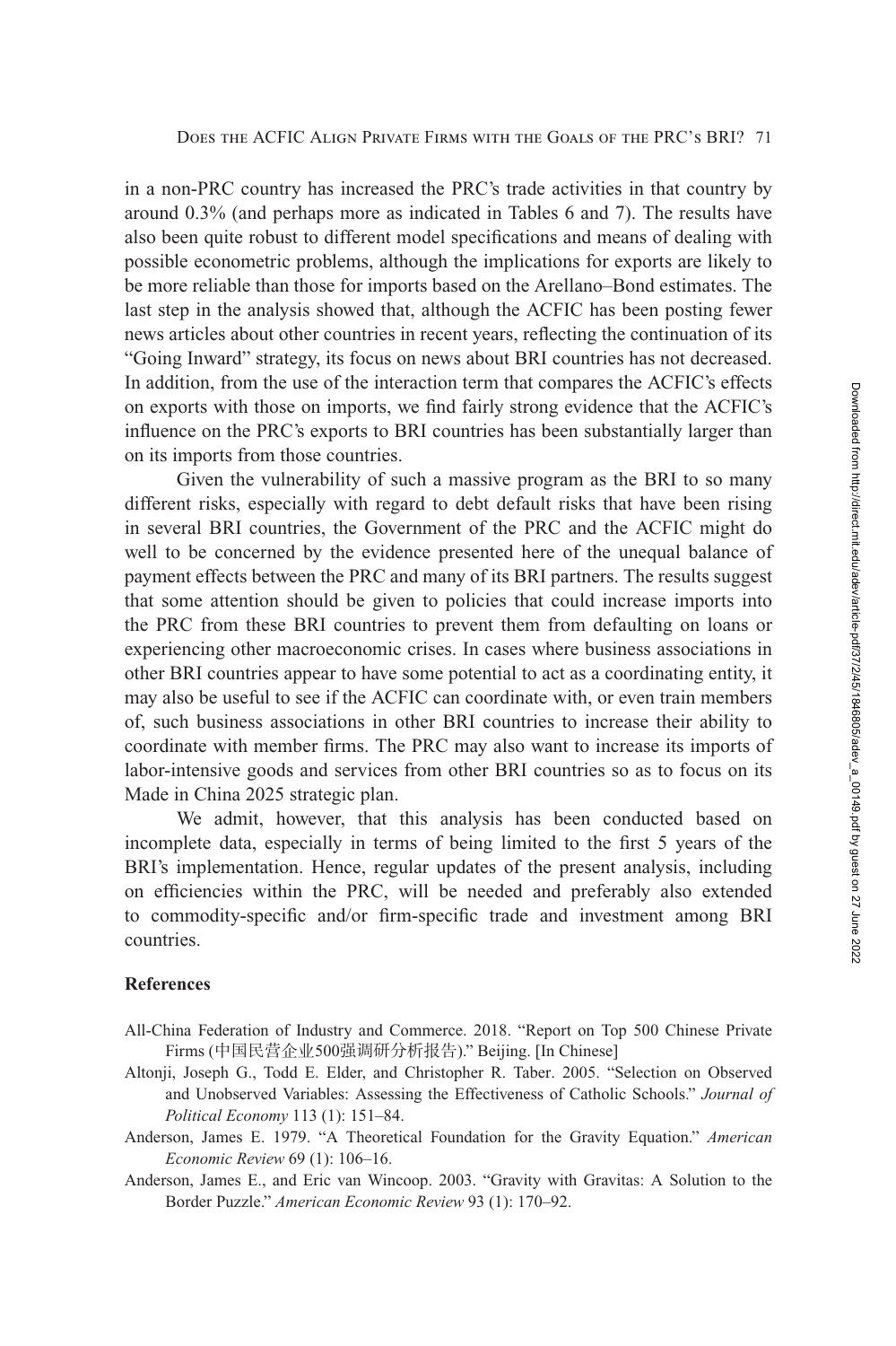in a non-PRC country has increased the PRC's trade activities in that country by around 0.3% (and perhaps more as indicated in Tables 6 and 7). The results have also been quite robust to different model specifications and means of dealing with possible econometric problems, although the implications for exports are likely to be more reliable than those for imports based on the Arellano–Bond estimates. The last step in the analysis showed that, although the ACFIC has been posting fewer news articles about other countries in recent years, reflecting the continuation of its "Going Inward" strategy, its focus on news about BRI countries has not decreased. In addition, from the use of the interaction term that compares the ACFIC's effects on exports with those on imports, we find fairly strong evidence that the ACFIC's influence on the PRC's exports to BRI countries has been substantially larger than on its imports from those countries.

Given the vulnerability of such a massive program as the BRI to so many different risks, especially with regard to debt default risks that have been rising in several BRI countries, the Government of the PRC and the ACFIC might do well to be concerned by the evidence presented here of the unequal balance of payment effects between the PRC and many of its BRI partners. The results suggest that some attention should be given to policies that could increase imports into the PRC from these BRI countries to prevent them from defaulting on loans or experiencing other macroeconomic crises. In cases where business associations in other BRI countries appear to have some potential to act as a coordinating entity, it may also be useful to see if the ACFIC can coordinate with, or even train members of, such business associations in other BRI countries to increase their ability to coordinate with member firms. The PRC may also want to increase its imports of labor-intensive goods and services from other BRI countries so as to focus on its Made in China 2025 strategic plan.

We admit, however, that this analysis has been conducted based on incomplete data, especially in terms of being limited to the first 5 years of the BRI's implementation. Hence, regular updates of the present analysis, including on efficiencies within the PRC, will be needed and preferably also extended to commodity-specific and/or firm-specific trade and investment among BRI countries.

## References

All-China Federation of Industry and Commerce. 2018. "Report on Top 500 Chinese Private Firms (中国民营企业500强调研分析报告)." Beijing. [In Chinese]

Altonji, Joseph G., Todd E. Elder, and Christopher R. Taber. 2005. "Selection on Observed and Unobserved Variables: Assessing the Effectiveness of Catholic Schools." *Journal of Political Economy* 113 (1): 151–84.

Anderson, James E. 1979. "A Theoretical Foundation for the Gravity Equation." *American Economic Review* 69 (1): 106–16.

Anderson, James E., and Eric van Wincoop. 2003. "Gravity with Gravitas: A Solution to the Border Puzzle." *American Economic Review* 93 (1): 170–92.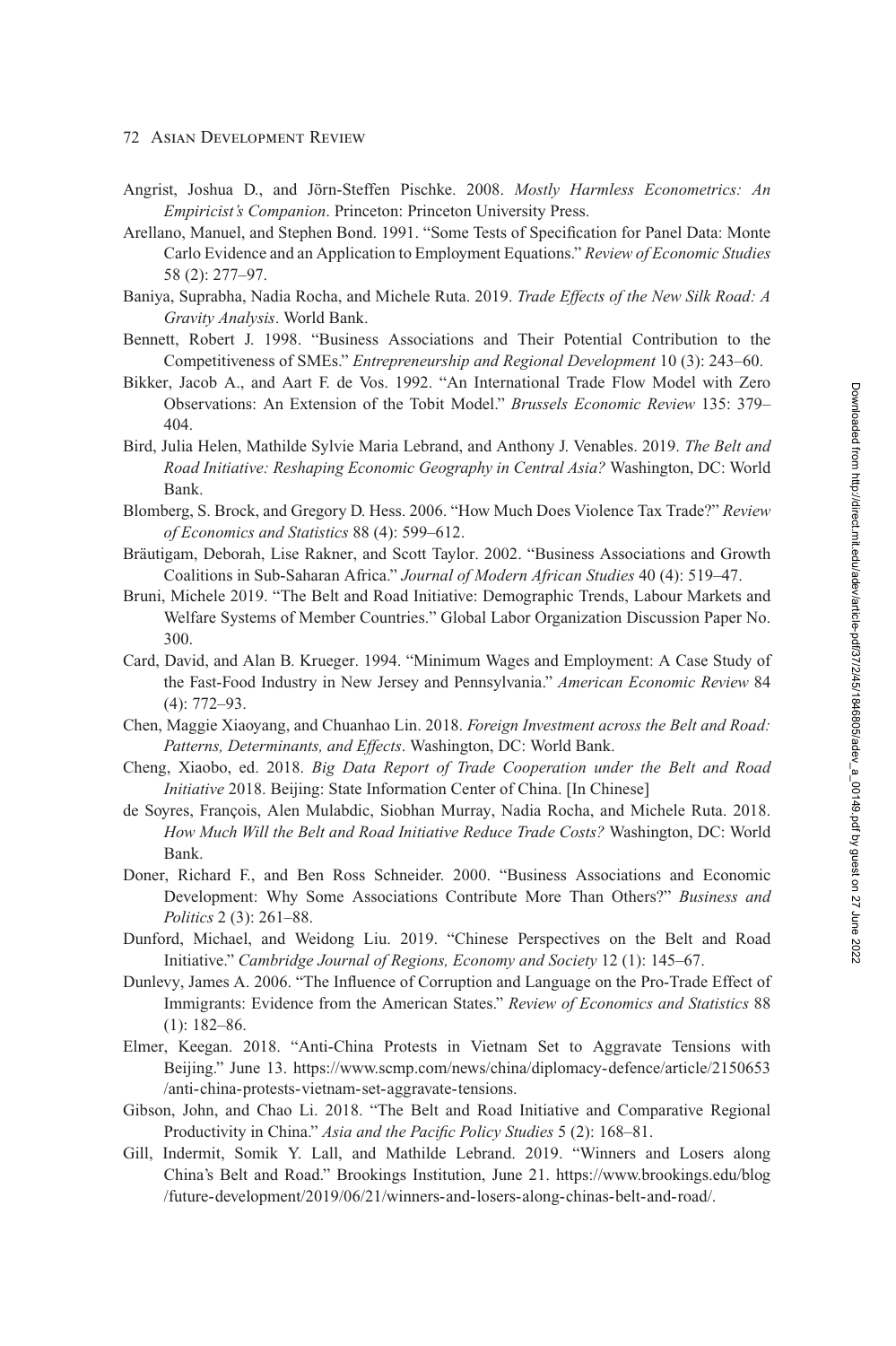Angrist, Joshua D., and Jörn-Steffen Pischke. 2008. *Mostly Harmless Econometrics: An Empiricist's Companion*. Princeton: Princeton University Press.

Arellano, Manuel, and Stephen Bond. 1991. "Some Tests of Specification for Panel Data: Monte Carlo Evidence and an Application to Employment Equations." *Review of Economic Studies* 58 (2): 277–97.

Baniya, Suprabha, Nadia Rocha, and Michele Ruta. 2019. *Trade Effects of the New Silk Road: A Gravity Analysis*. World Bank.

Bennett, Robert J. 1998. "Business Associations and Their Potential Contribution to the Competitiveness of SMEs." *Entrepreneurship and Regional Development* 10 (3): 243–60.

Bikker, Jacob A., and Aart F. de Vos. 1992. "An International Trade Flow Model with Zero Observations: An Extension of the Tobit Model." *Brussels Economic Review* 135: 379–404.

Bird, Julia Helen, Mathilde Sylvie Maria Lebrand, and Anthony J. Venables. 2019. *The Belt and Road Initiative: Reshaping Economic Geography in Central Asia?* Washington, DC: World Bank.

Blomberg, S. Brock, and Gregory D. Hess. 2006. "How Much Does Violence Tax Trade?" *Review of Economics and Statistics* 88 (4): 599–612.

Bräutigam, Deborah, Lise Rakner, and Scott Taylor. 2002. "Business Associations and Growth Coalitions in Sub-Saharan Africa." *Journal of Modern African Studies* 40 (4): 519–47.

Bruni, Michele 2019. "The Belt and Road Initiative: Demographic Trends, Labour Markets and Welfare Systems of Member Countries." Global Labor Organization Discussion Paper No. 300.

Card, David, and Alan B. Krueger. 1994. "Minimum Wages and Employment: A Case Study of the Fast-Food Industry in New Jersey and Pennsylvania." *American Economic Review* 84 (4): 772–93.

Chen, Maggie Xiaoyang, and Chuanhao Lin. 2018. *Foreign Investment across the Belt and Road: Patterns, Determinants, and Effects*. Washington, DC: World Bank.

Cheng, Xiaobo, ed. 2018. *Big Data Report of Trade Cooperation under the Belt and Road Initiative* 2018. Beijing: State Information Center of China. [In Chinese]

de Soyres, François, Alen Mulabdic, Siobhan Murray, Nadia Rocha, and Michele Ruta. 2018. *How Much Will the Belt and Road Initiative Reduce Trade Costs?* Washington, DC: World Bank.

Doner, Richard F., and Ben Ross Schneider. 2000. "Business Associations and Economic Development: Why Some Associations Contribute More Than Others?" *Business and Politics* 2 (3): 261–88.

Dunford, Michael, and Weidong Liu. 2019. "Chinese Perspectives on the Belt and Road Initiative." *Cambridge Journal of Regions, Economy and Society* 12 (1): 145–67.

Dunlevy, James A. 2006. "The Influence of Corruption and Language on the Pro-Trade Effect of Immigrants: Evidence from the American States." *Review of Economics and Statistics* 88 (1): 182–86.

Elmer, Keegan. 2018. "Anti-China Protests in Vietnam Set to Aggravate Tensions with Beijing." June 13. https://www.scmp.com/news/china/diplomacy-defence/article/2150653/anti-china-protests-vietnam-set-aggravate-tensions.

Gibson, John, and Chao Li. 2018. "The Belt and Road Initiative and Comparative Regional Productivity in China." *Asia and the Pacific Policy Studies* 5 (2): 168–81.

Gill, Indermit, Somik Y. Lall, and Mathilde Lebrand. 2019. "Winners and Losers along China's Belt and Road." Brookings Institution, June 21. https://www.brookings.edu/blog/future-development/2019/06/21/winners-and-losers-along-chinas-belt-and-road/.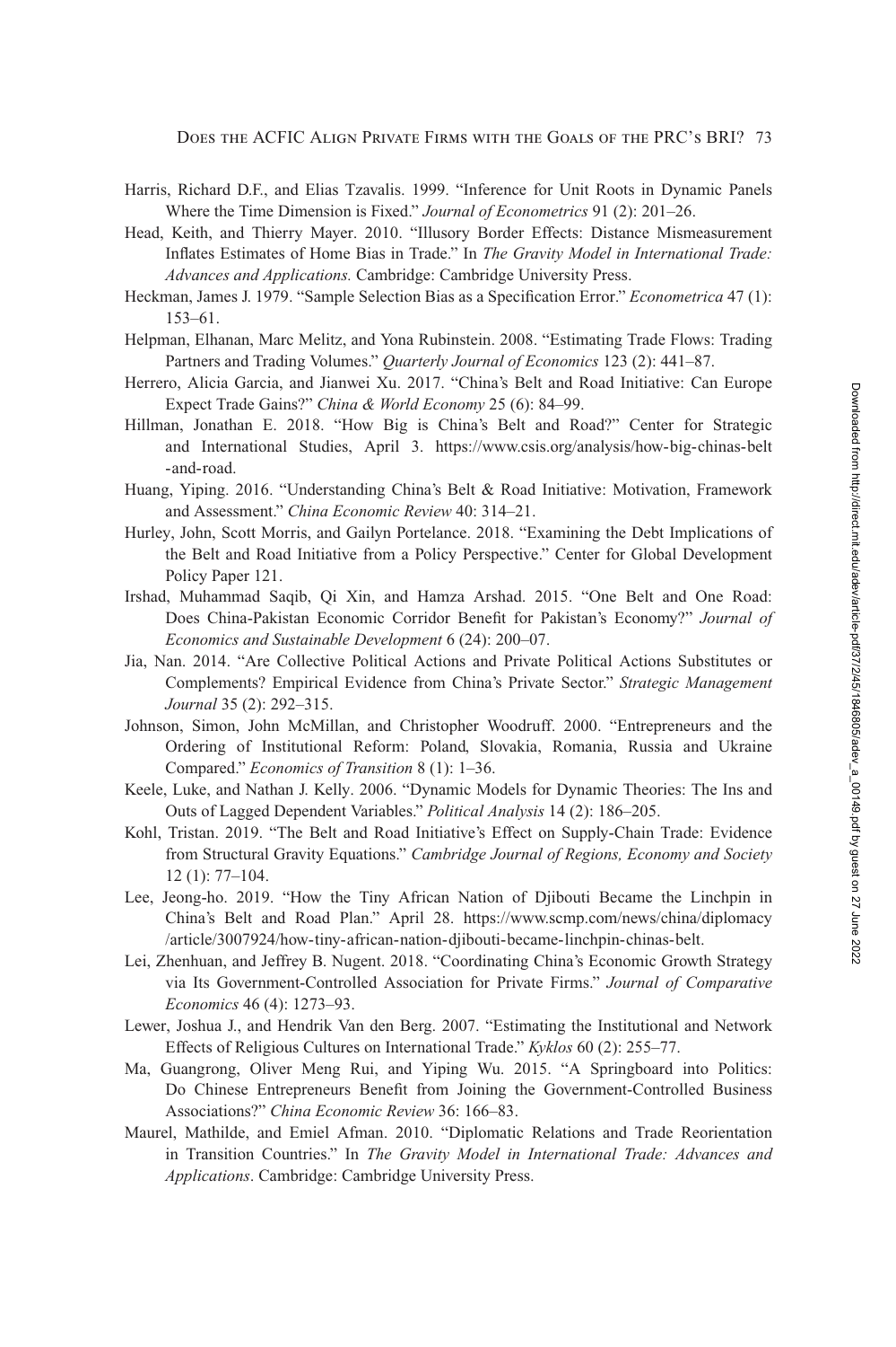Harris, Richard D.F., and Elias Tzavalis. 1999. "Inference for Unit Roots in Dynamic Panels Where the Time Dimension is Fixed." *Journal of Econometrics* 91 (2): 201–26.

Head, Keith, and Thierry Mayer. 2010. "Illusory Border Effects: Distance Mismeasurement Inflates Estimates of Home Bias in Trade." In *The Gravity Model in International Trade: Advances and Applications.* Cambridge: Cambridge University Press.

Heckman, James J. 1979. "Sample Selection Bias as a Specification Error." *Econometrica* 47 (1): 153–61.

Helpman, Elhanan, Marc Melitz, and Yona Rubinstein. 2008. "Estimating Trade Flows: Trading Partners and Trading Volumes." *Quarterly Journal of Economics* 123 (2): 441–87.

Herrero, Alicia Garcia, and Jianwei Xu. 2017. "China's Belt and Road Initiative: Can Europe Expect Trade Gains?" *China & World Economy* 25 (6): 84–99.

Hillman, Jonathan E. 2018. "How Big is China's Belt and Road?" Center for Strategic and International Studies, April 3. https://www.csis.org/analysis/how-big-chinas-belt-and-road.

Huang, Yiping. 2016. "Understanding China's Belt & Road Initiative: Motivation, Framework and Assessment." *China Economic Review* 40: 314–21.

Hurley, John, Scott Morris, and Gailyn Portelance. 2018. "Examining the Debt Implications of the Belt and Road Initiative from a Policy Perspective." Center for Global Development Policy Paper 121.

Irshad, Muhammad Saqib, Qi Xin, and Hamza Arshad. 2015. "One Belt and One Road: Does China-Pakistan Economic Corridor Benefit for Pakistan's Economy?" *Journal of Economics and Sustainable Development* 6 (24): 200–07.

Jia, Nan. 2014. "Are Collective Political Actions and Private Political Actions Substitutes or Complements? Empirical Evidence from China's Private Sector." *Strategic Management Journal* 35 (2): 292–315.

Johnson, Simon, John McMillan, and Christopher Woodruff. 2000. "Entrepreneurs and the Ordering of Institutional Reform: Poland, Slovakia, Romania, Russia and Ukraine Compared." *Economics of Transition* 8 (1): 1–36.

Keele, Luke, and Nathan J. Kelly. 2006. "Dynamic Models for Dynamic Theories: The Ins and Outs of Lagged Dependent Variables." *Political Analysis* 14 (2): 186–205.

Kohl, Tristan. 2019. "The Belt and Road Initiative's Effect on Supply-Chain Trade: Evidence from Structural Gravity Equations." *Cambridge Journal of Regions, Economy and Society* 12 (1): 77–104.

Lee, Jeong-ho. 2019. "How the Tiny African Nation of Djibouti Became the Linchpin in China's Belt and Road Plan." April 28. https://www.scmp.com/news/china/diplomacy/article/3007924/how-tiny-african-nation-djibouti-became-linchpin-chinas-belt.

Lei, Zhenhuan, and Jeffrey B. Nugent. 2018. "Coordinating China's Economic Growth Strategy via Its Government-Controlled Association for Private Firms." *Journal of Comparative Economics* 46 (4): 1273–93.

Lewer, Joshua J., and Hendrik Van den Berg. 2007. "Estimating the Institutional and Network Effects of Religious Cultures on International Trade." *Kyklos* 60 (2): 255–77.

Ma, Guangrong, Oliver Meng Rui, and Yiping Wu. 2015. "A Springboard into Politics: Do Chinese Entrepreneurs Benefit from Joining the Government-Controlled Business Associations?" *China Economic Review* 36: 166–83.

Maurel, Mathilde, and Emiel Afman. 2010. "Diplomatic Relations and Trade Reorientation in Transition Countries." In *The Gravity Model in International Trade: Advances and Applications*. Cambridge: Cambridge University Press.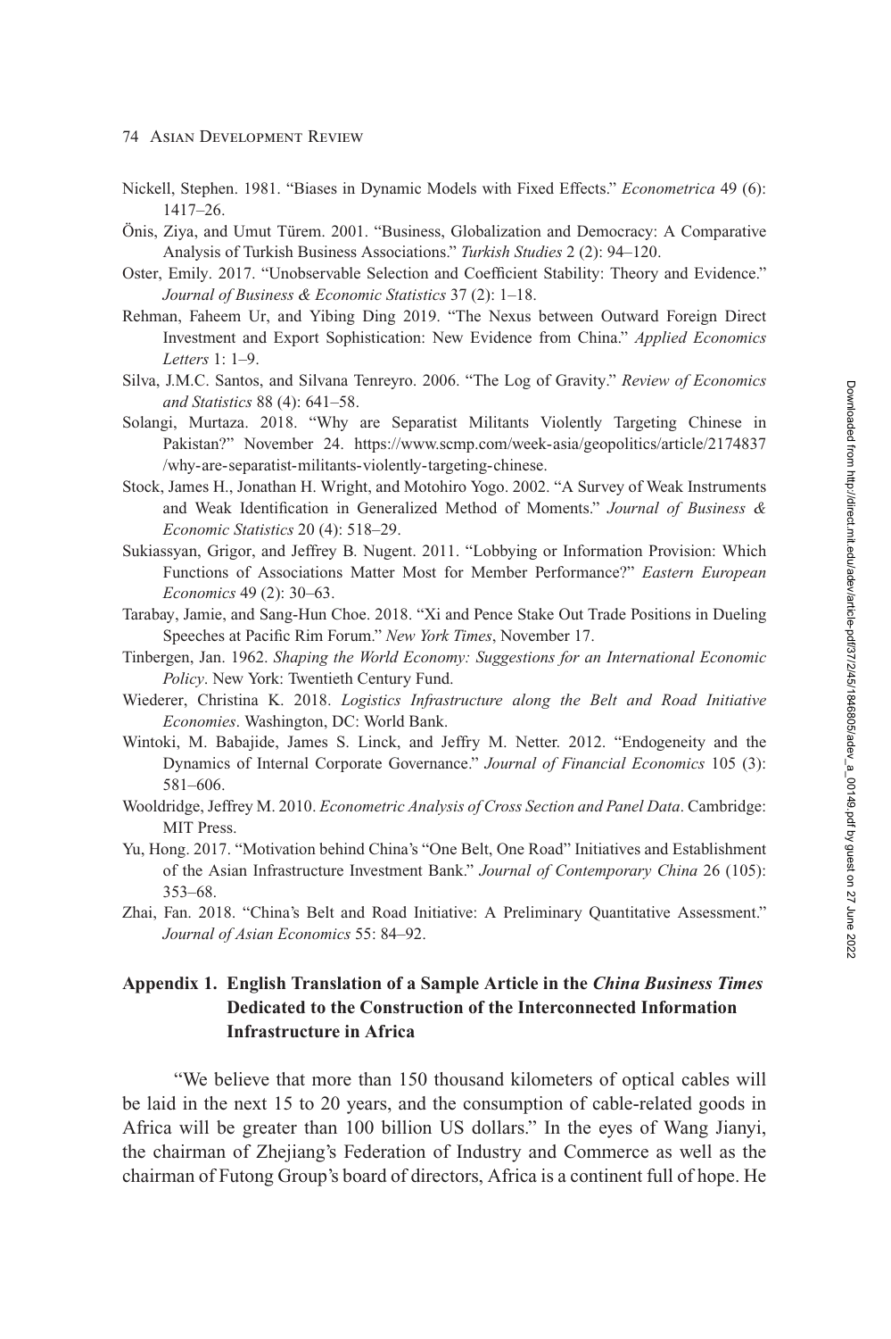Nickell, Stephen. 1981. "Biases in Dynamic Models with Fixed Effects." *Econometrica* 49 (6): 1417–26.

Önis, Ziya, and Umut Türem. 2001. "Business, Globalization and Democracy: A Comparative Analysis of Turkish Business Associations." *Turkish Studies* 2 (2): 94–120.

Oster, Emily. 2017. "Unobservable Selection and Coefficient Stability: Theory and Evidence." *Journal of Business & Economic Statistics* 37 (2): 1–18.

Rehman, Faheem Ur, and Yibing Ding 2019. "The Nexus between Outward Foreign Direct Investment and Export Sophistication: New Evidence from China." *Applied Economics Letters* 1: 1–9.

Silva, J.M.C. Santos, and Silvana Tenreyro. 2006. "The Log of Gravity." *Review of Economics and Statistics* 88 (4): 641–58.

Solangi, Murtaza. 2018. "Why are Separatist Militants Violently Targeting Chinese in Pakistan?" November 24. https://www.scmp.com/week-asia/geopolitics/article/2174837/why-are-separatist-militants-violently-targeting-chinese.

Stock, James H., Jonathan H. Wright, and Motohiro Yogo. 2002. "A Survey of Weak Instruments and Weak Identification in Generalized Method of Moments." *Journal of Business & Economic Statistics* 20 (4): 518–29.

Sukiassyan, Grigor, and Jeffrey B. Nugent. 2011. "Lobbying or Information Provision: Which Functions of Associations Matter Most for Member Performance?" *Eastern European Economics* 49 (2): 30–63.

Tarabay, Jamie, and Sang-Hun Choe. 2018. "Xi and Pence Stake Out Trade Positions in Dueling Speeches at Pacific Rim Forum." *New York Times*, November 17.

Tinbergen, Jan. 1962. *Shaping the World Economy: Suggestions for an International Economic Policy*. New York: Twentieth Century Fund.

Wiederer, Christina K. 2018. *Logistics Infrastructure along the Belt and Road Initiative Economies*. Washington, DC: World Bank.

Wintoki, M. Babajide, James S. Linck, and Jeffry M. Netter. 2012. "Endogeneity and the Dynamics of Internal Corporate Governance." *Journal of Financial Economics* 105 (3): 581–606.

Wooldridge, Jeffrey M. 2010. *Econometric Analysis of Cross Section and Panel Data*. Cambridge: MIT Press.

Yu, Hong. 2017. "Motivation behind China's "One Belt, One Road" Initiatives and Establishment of the Asian Infrastructure Investment Bank." *Journal of Contemporary China* 26 (105): 353–68.

Zhai, Fan. 2018. "China's Belt and Road Initiative: A Preliminary Quantitative Assessment." *Journal of Asian Economics* 55: 84–92.

## Appendix 1. English Translation of a Sample Article in the *China Business Times* Dedicated to the Construction of the Interconnected Information Infrastructure in Africa

"We believe that more than 150 thousand kilometers of optical cables will be laid in the next 15 to 20 years, and the consumption of cable-related goods in Africa will be greater than 100 billion US dollars." In the eyes of Wang Jianyi, the chairman of Zhejiang's Federation of Industry and Commerce as well as the chairman of Futong Group's board of directors, Africa is a continent full of hope. He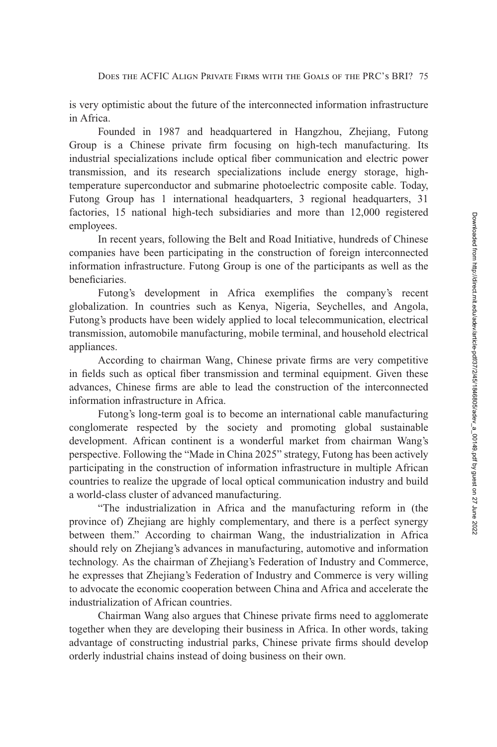is very optimistic about the future of the interconnected information infrastructure in Africa.

Founded in 1987 and headquartered in Hangzhou, Zhejiang, Futong Group is a Chinese private firm focusing on high-tech manufacturing. Its industrial specializations include optical fiber communication and electric power transmission, and its research specializations include energy storage, high-temperature superconductor and submarine photoelectric composite cable. Today, Futong Group has 1 international headquarters, 3 regional headquarters, 31 factories, 15 national high-tech subsidiaries and more than 12,000 registered employees.

In recent years, following the Belt and Road Initiative, hundreds of Chinese companies have been participating in the construction of foreign interconnected information infrastructure. Futong Group is one of the participants as well as the beneficiaries.

Futong's development in Africa exemplifies the company's recent globalization. In countries such as Kenya, Nigeria, Seychelles, and Angola, Futong's products have been widely applied to local telecommunication, electrical transmission, automobile manufacturing, mobile terminal, and household electrical appliances.

According to chairman Wang, Chinese private firms are very competitive in fields such as optical fiber transmission and terminal equipment. Given these advances, Chinese firms are able to lead the construction of the interconnected information infrastructure in Africa.

Futong's long-term goal is to become an international cable manufacturing conglomerate respected by the society and promoting global sustainable development. African continent is a wonderful market from chairman Wang's perspective. Following the "Made in China 2025" strategy, Futong has been actively participating in the construction of information infrastructure in multiple African countries to realize the upgrade of local optical communication industry and build a world-class cluster of advanced manufacturing.

"The industrialization in Africa and the manufacturing reform in (the province of) Zhejiang are highly complementary, and there is a perfect synergy between them." According to chairman Wang, the industrialization in Africa should rely on Zhejiang's advances in manufacturing, automotive and information technology. As the chairman of Zhejiang's Federation of Industry and Commerce, he expresses that Zhejiang's Federation of Industry and Commerce is very willing to advocate the economic cooperation between China and Africa and accelerate the industrialization of African countries.

Chairman Wang also argues that Chinese private firms need to agglomerate together when they are developing their business in Africa. In other words, taking advantage of constructing industrial parks, Chinese private firms should develop orderly industrial chains instead of doing business on their own.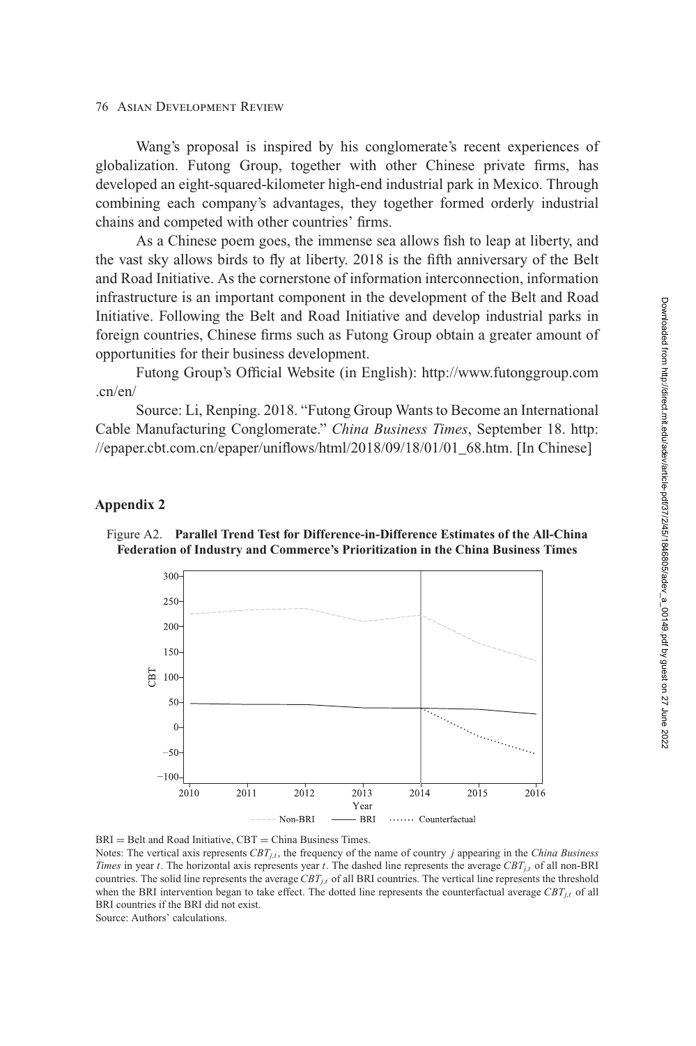Wang's proposal is inspired by his conglomerate's recent experiences of globalization. Futong Group, together with other Chinese private firms, has developed an eight-squared-kilometer high-end industrial park in Mexico. Through combining each company's advantages, they together formed orderly industrial chains and competed with other countries' firms.

As a Chinese poem goes, the immense sea allows fish to leap at liberty, and the vast sky allows birds to fly at liberty. 2018 is the fifth anniversary of the Belt and Road Initiative. As the cornerstone of information interconnection, information infrastructure is an important component in the development of the Belt and Road Initiative. Following the Belt and Road Initiative and develop industrial parks in foreign countries, Chinese firms such as Futong Group obtain a greater amount of opportunities for their business development.

Futong Group's Official Website (in English): http://www.futonggroup.com.cn/en/

Source: Li, Renping. 2018. "Futong Group Wants to Become an International Cable Manufacturing Conglomerate." *China Business Times*, September 18. http://epaper.cbt.com.cn/epaper/uniflows/html/2018/09/18/01/01_68.htm. [In Chinese]

## Appendix 2

Figure A2. **Parallel Trend Test for Difference-in-Difference Estimates of the All-China Federation of Industry and Commerce's Prioritization in the China Business Times**

300
250
200
150
100
50
0
−50
−100

CBT

2010 2011 2012 2013 2014 2015 2016

Year

Non-BRI BRI Counterfactual

BRI = Belt and Road Initiative, CBT = China Business Times.

Notes: The vertical axis represents $CBT_{j,t}$, the frequency of the name of country $j$ appearing in the *China Business Times* in year $t$. The horizontal axis represents year $t$. The dashed line represents the average $CBT_{j,t}$ of all non-BRI countries. The solid line represents the average $CBT_{j,t}$ of all BRI countries. The vertical line represents the threshold when the BRI intervention began to take effect. The dotted line represents the counterfactual average $CBT_{j,t}$ of all BRI countries if the BRI did not exist.

Source: Authors' calculations.